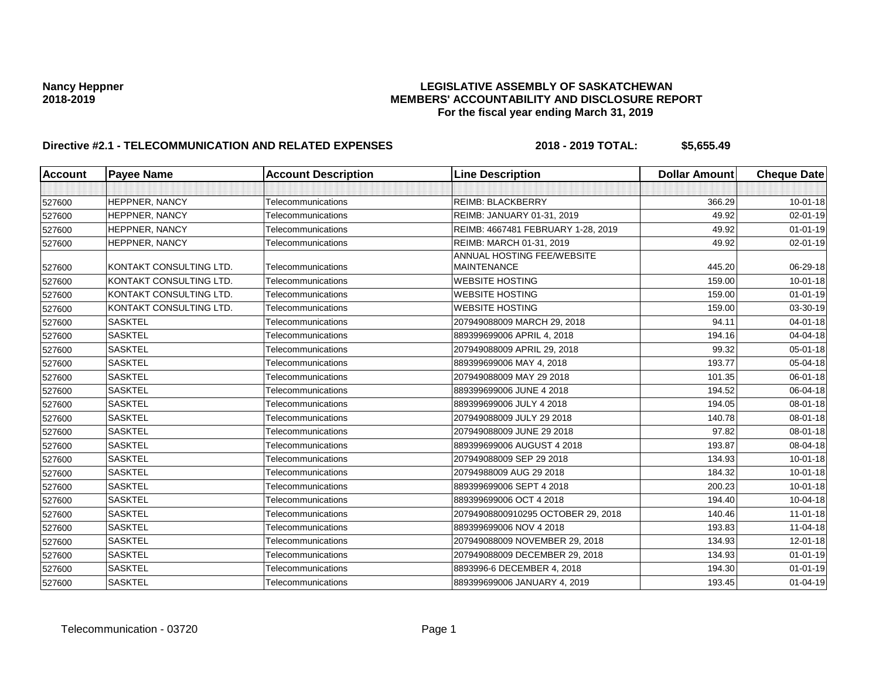**Nancy Heppner**
**2018-2019**

**LEGISLATIVE ASSEMBLY OF SASKATCHEWAN**
**MEMBERS' ACCOUNTABILITY AND DISCLOSURE REPORT**
**For the fiscal year ending March 31, 2019**

**Directive #2.1 - TELECOMMUNICATION AND RELATED EXPENSES** **2018 - 2019 TOTAL: $5,655.49**

| Account | Payee Name | Account Description | Line Description | Dollar Amount | Cheque Date |
|---|---|---|---|---|---|
| | | | | | |
| 527600 | HEPPNER, NANCY | Telecommunications | REIMB: BLACKBERRY | 366.29 | 10-01-18 |
| 527600 | HEPPNER, NANCY | Telecommunications | REIMB: JANUARY 01-31, 2019 | 49.92 | 02-01-19 |
| 527600 | HEPPNER, NANCY | Telecommunications | REIMB: 4667481 FEBRUARY 1-28, 2019 | 49.92 | 01-01-19 |
| 527600 | HEPPNER, NANCY | Telecommunications | REIMB: MARCH 01-31, 2019 | 49.92 | 02-01-19 |
| 527600 | KONTAKT CONSULTING LTD. | Telecommunications | ANNUAL HOSTING FEE/WEBSITE MAINTENANCE | 445.20 | 06-29-18 |
| 527600 | KONTAKT CONSULTING LTD. | Telecommunications | WEBSITE HOSTING | 159.00 | 10-01-18 |
| 527600 | KONTAKT CONSULTING LTD. | Telecommunications | WEBSITE HOSTING | 159.00 | 01-01-19 |
| 527600 | KONTAKT CONSULTING LTD. | Telecommunications | WEBSITE HOSTING | 159.00 | 03-30-19 |
| 527600 | SASKTEL | Telecommunications | 207949088009 MARCH 29, 2018 | 94.11 | 04-01-18 |
| 527600 | SASKTEL | Telecommunications | 889399699006 APRIL 4, 2018 | 194.16 | 04-04-18 |
| 527600 | SASKTEL | Telecommunications | 207949088009 APRIL 29, 2018 | 99.32 | 05-01-18 |
| 527600 | SASKTEL | Telecommunications | 889399699006 MAY 4, 2018 | 193.77 | 05-04-18 |
| 527600 | SASKTEL | Telecommunications | 207949088009 MAY 29 2018 | 101.35 | 06-01-18 |
| 527600 | SASKTEL | Telecommunications | 889399699006 JUNE 4 2018 | 194.52 | 06-04-18 |
| 527600 | SASKTEL | Telecommunications | 889399699006 JULY 4 2018 | 194.05 | 08-01-18 |
| 527600 | SASKTEL | Telecommunications | 207949088009 JULY 29 2018 | 140.78 | 08-01-18 |
| 527600 | SASKTEL | Telecommunications | 207949088009 JUNE 29 2018 | 97.82 | 08-01-18 |
| 527600 | SASKTEL | Telecommunications | 889399699006 AUGUST 4 2018 | 193.87 | 08-04-18 |
| 527600 | SASKTEL | Telecommunications | 207949088009 SEP 29 2018 | 134.93 | 10-01-18 |
| 527600 | SASKTEL | Telecommunications | 20794988009 AUG 29 2018 | 184.32 | 10-01-18 |
| 527600 | SASKTEL | Telecommunications | 889399699006 SEPT 4 2018 | 200.23 | 10-01-18 |
| 527600 | SASKTEL | Telecommunications | 889399699006 OCT 4 2018 | 194.40 | 10-04-18 |
| 527600 | SASKTEL | Telecommunications | 20794908800910295 OCTOBER 29, 2018 | 140.46 | 11-01-18 |
| 527600 | SASKTEL | Telecommunications | 889399699006 NOV 4 2018 | 193.83 | 11-04-18 |
| 527600 | SASKTEL | Telecommunications | 207949088009 NOVEMBER 29, 2018 | 134.93 | 12-01-18 |
| 527600 | SASKTEL | Telecommunications | 207949088009 DECEMBER 29, 2018 | 134.93 | 01-01-19 |
| 527600 | SASKTEL | Telecommunications | 8893996-6 DECEMBER 4, 2018 | 194.30 | 01-01-19 |
| 527600 | SASKTEL | Telecommunications | 889399699006 JANUARY 4, 2019 | 193.45 | 01-04-19 |

Telecommunication - 03720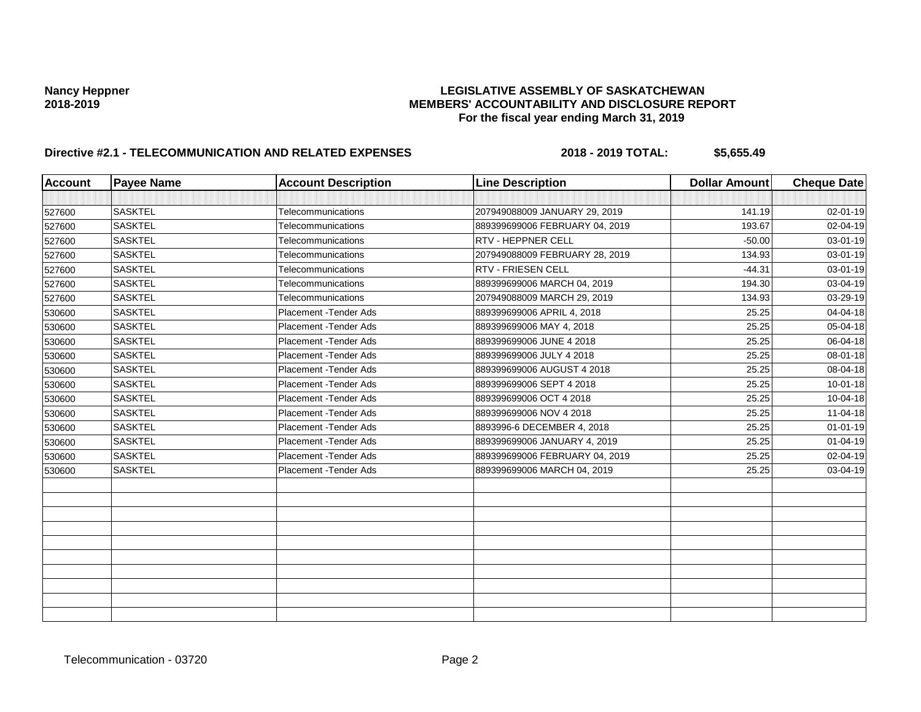**Nancy Heppner**
**2018-2019**

**LEGISLATIVE ASSEMBLY OF SASKATCHEWAN**
**MEMBERS' ACCOUNTABILITY AND DISCLOSURE REPORT**
**For the fiscal year ending March 31, 2019**

**Directive #2.1 - TELECOMMUNICATION AND RELATED EXPENSES** **2018 - 2019 TOTAL: $5,655.49**

| Account | Payee Name | Account Description | Line Description | Dollar Amount | Cheque Date |
|---|---|---|---|---|---|
| | | | | | |
| 527600 | SASKTEL | Telecommunications | 207949088009 JANUARY 29, 2019 | 141.19 | 02-01-19 |
| 527600 | SASKTEL | Telecommunications | 889399699006 FEBRUARY 04, 2019 | 193.67 | 02-04-19 |
| 527600 | SASKTEL | Telecommunications | RTV - HEPPNER CELL | -50.00 | 03-01-19 |
| 527600 | SASKTEL | Telecommunications | 207949088009 FEBRUARY 28, 2019 | 134.93 | 03-01-19 |
| 527600 | SASKTEL | Telecommunications | RTV - FRIESEN CELL | -44.31 | 03-01-19 |
| 527600 | SASKTEL | Telecommunications | 889399699006 MARCH 04, 2019 | 194.30 | 03-04-19 |
| 527600 | SASKTEL | Telecommunications | 207949088009 MARCH 29, 2019 | 134.93 | 03-29-19 |
| 530600 | SASKTEL | Placement -Tender Ads | 889399699006 APRIL 4, 2018 | 25.25 | 04-04-18 |
| 530600 | SASKTEL | Placement -Tender Ads | 889399699006 MAY 4, 2018 | 25.25 | 05-04-18 |
| 530600 | SASKTEL | Placement -Tender Ads | 889399699006 JUNE 4 2018 | 25.25 | 06-04-18 |
| 530600 | SASKTEL | Placement -Tender Ads | 889399699006 JULY 4 2018 | 25.25 | 08-01-18 |
| 530600 | SASKTEL | Placement -Tender Ads | 889399699006 AUGUST 4 2018 | 25.25 | 08-04-18 |
| 530600 | SASKTEL | Placement -Tender Ads | 889399699006 SEPT 4 2018 | 25.25 | 10-01-18 |
| 530600 | SASKTEL | Placement -Tender Ads | 889399699006 OCT 4 2018 | 25.25 | 10-04-18 |
| 530600 | SASKTEL | Placement -Tender Ads | 889399699006 NOV 4 2018 | 25.25 | 11-04-18 |
| 530600 | SASKTEL | Placement -Tender Ads | 8893996-6 DECEMBER 4, 2018 | 25.25 | 01-01-19 |
| 530600 | SASKTEL | Placement -Tender Ads | 889399699006 JANUARY 4, 2019 | 25.25 | 01-04-19 |
| 530600 | SASKTEL | Placement -Tender Ads | 889399699006 FEBRUARY 04, 2019 | 25.25 | 02-04-19 |
| 530600 | SASKTEL | Placement -Tender Ads | 889399699006 MARCH 04, 2019 | 25.25 | 03-04-19 |
| | | | | | |
| | | | | | |
| | | | | | |
| | | | | | |
| | | | | | |
| | | | | | |
| | | | | | |
| | | | | | |
| | | | | | |
| | | | | | |

Telecommunication - 03720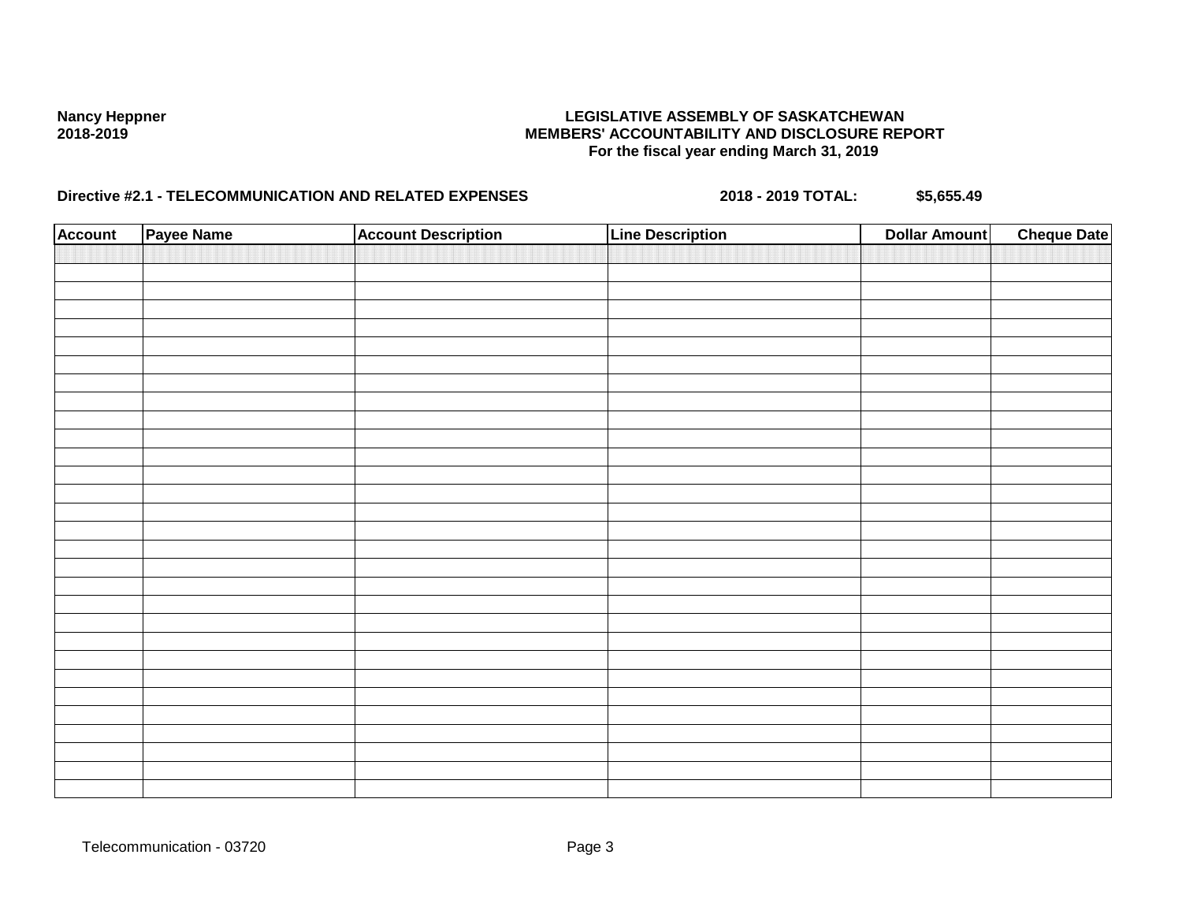Nancy Heppner
2018-2019

**LEGISLATIVE ASSEMBLY OF SASKATCHEWAN**
**MEMBERS' ACCOUNTABILITY AND DISCLOSURE REPORT**
**For the fiscal year ending March 31, 2019**

**Directive #2.1 - TELECOMMUNICATION AND RELATED EXPENSES** **2018 - 2019 TOTAL:** **$5,655.49**

| Account | Payee Name | Account Description | Line Description | Dollar Amount | Cheque Date |
|---|---|---|---|---|---|
| | | | | | |

Telecommunication - 03720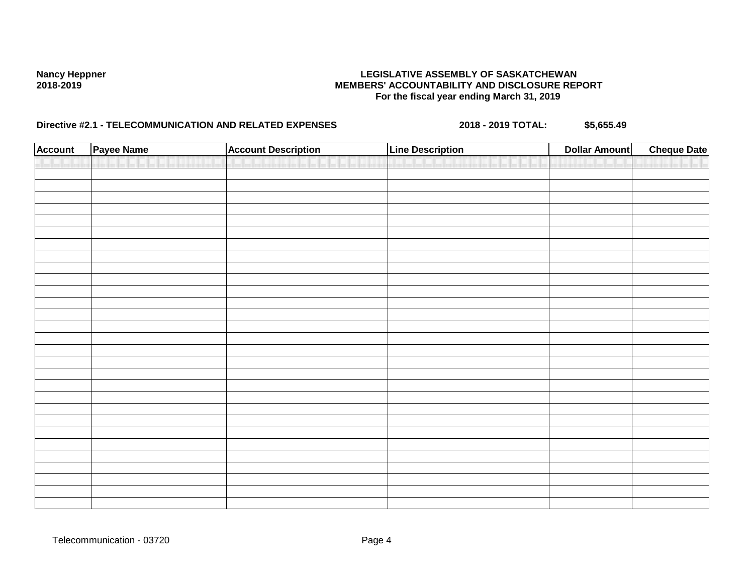**Nancy Heppner**
**2018-2019**

**LEGISLATIVE ASSEMBLY OF SASKATCHEWAN**
**MEMBERS' ACCOUNTABILITY AND DISCLOSURE REPORT**
**For the fiscal year ending March 31, 2019**

**Directive #2.1 - TELECOMMUNICATION AND RELATED EXPENSES** **2018 - 2019 TOTAL:** **$5,655.49**

| Account | Payee Name | Account Description | Line Description | Dollar Amount | Cheque Date |
|---|---|---|---|---|---|
| | | | | | |

Telecommunication - 03720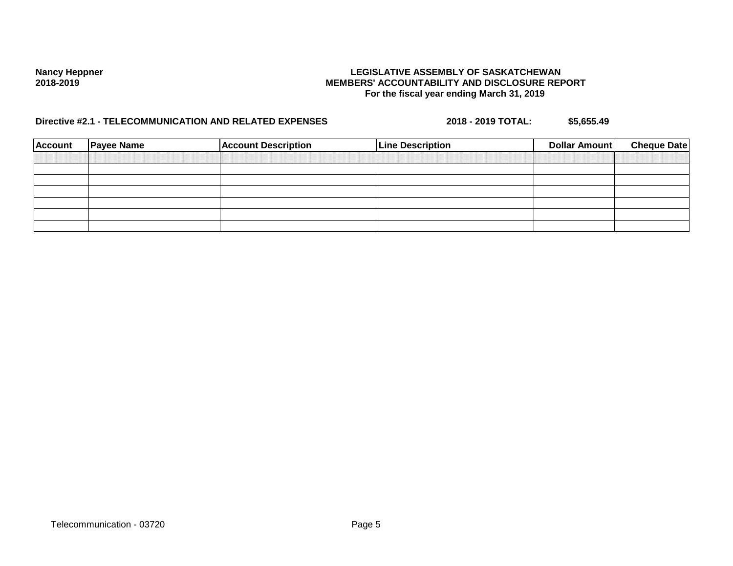**Nancy Heppner**
**2018-2019**

**LEGISLATIVE ASSEMBLY OF SASKATCHEWAN**
**MEMBERS' ACCOUNTABILITY AND DISCLOSURE REPORT**
**For the fiscal year ending March 31, 2019**

**Directive #2.1 - TELECOMMUNICATION AND RELATED EXPENSES** **2018 - 2019 TOTAL:** **$5,655.49**

| Account | Payee Name | Account Description | Line Description | Dollar Amount | Cheque Date |
|---|---|---|---|---|---|
| | | | | | |
| | | | | | |
| | | | | | |
| | | | | | |
| | | | | | |
| | | | | | |
| | | | | | |

Telecommunication - 03720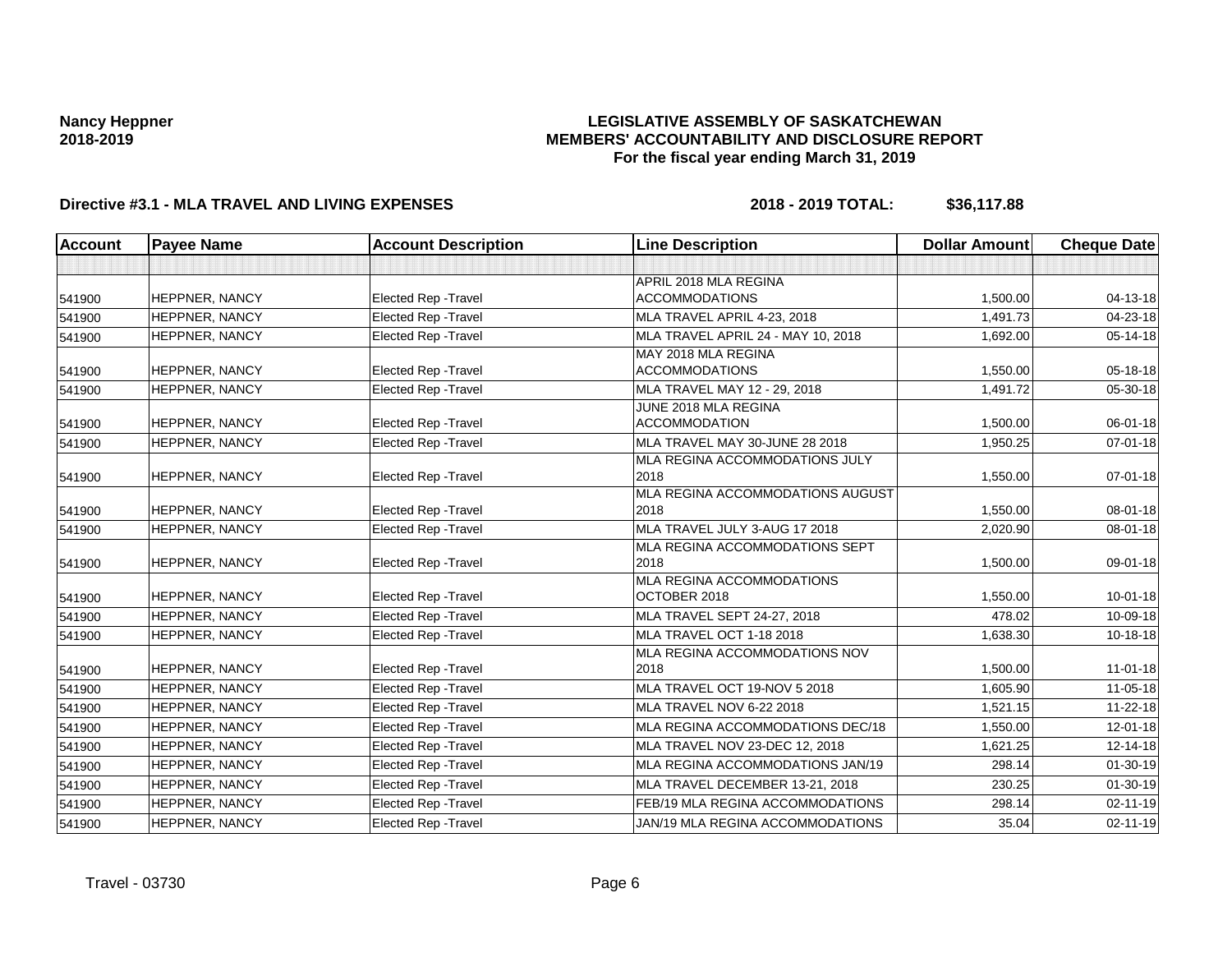**Nancy Heppner**
**2018-2019**

**LEGISLATIVE ASSEMBLY OF SASKATCHEWAN**
**MEMBERS' ACCOUNTABILITY AND DISCLOSURE REPORT**
**For the fiscal year ending March 31, 2019**

**Directive #3.1 - MLA TRAVEL AND LIVING EXPENSES** **2018 - 2019 TOTAL: $36,117.88**

| Account | Payee Name | Account Description | Line Description | Dollar Amount | Cheque Date |
|---|---|---|---|---|---|
| | | | | | |
| 541900 | HEPPNER, NANCY | Elected Rep -Travel | APRIL 2018 MLA REGINA ACCOMMODATIONS | 1,500.00 | 04-13-18 |
| 541900 | HEPPNER, NANCY | Elected Rep -Travel | MLA TRAVEL APRIL 4-23, 2018 | 1,491.73 | 04-23-18 |
| 541900 | HEPPNER, NANCY | Elected Rep -Travel | MLA TRAVEL APRIL 24 - MAY 10, 2018 | 1,692.00 | 05-14-18 |
| 541900 | HEPPNER, NANCY | Elected Rep -Travel | MAY 2018 MLA REGINA ACCOMMODATIONS | 1,550.00 | 05-18-18 |
| 541900 | HEPPNER, NANCY | Elected Rep -Travel | MLA TRAVEL MAY 12 - 29, 2018 | 1,491.72 | 05-30-18 |
| 541900 | HEPPNER, NANCY | Elected Rep -Travel | JUNE 2018 MLA REGINA ACCOMMODATION | 1,500.00 | 06-01-18 |
| 541900 | HEPPNER, NANCY | Elected Rep -Travel | MLA TRAVEL MAY 30-JUNE 28 2018 | 1,950.25 | 07-01-18 |
| 541900 | HEPPNER, NANCY | Elected Rep -Travel | MLA REGINA ACCOMMODATIONS JULY 2018 | 1,550.00 | 07-01-18 |
| 541900 | HEPPNER, NANCY | Elected Rep -Travel | MLA REGINA ACCOMMODATIONS AUGUST 2018 | 1,550.00 | 08-01-18 |
| 541900 | HEPPNER, NANCY | Elected Rep -Travel | MLA TRAVEL JULY 3-AUG 17 2018 | 2,020.90 | 08-01-18 |
| 541900 | HEPPNER, NANCY | Elected Rep -Travel | MLA REGINA ACCOMMODATIONS SEPT 2018 | 1,500.00 | 09-01-18 |
| 541900 | HEPPNER, NANCY | Elected Rep -Travel | MLA REGINA ACCOMMODATIONS OCTOBER 2018 | 1,550.00 | 10-01-18 |
| 541900 | HEPPNER, NANCY | Elected Rep -Travel | MLA TRAVEL SEPT 24-27, 2018 | 478.02 | 10-09-18 |
| 541900 | HEPPNER, NANCY | Elected Rep -Travel | MLA TRAVEL OCT 1-18 2018 | 1,638.30 | 10-18-18 |
| 541900 | HEPPNER, NANCY | Elected Rep -Travel | MLA REGINA ACCOMMODATIONS NOV 2018 | 1,500.00 | 11-01-18 |
| 541900 | HEPPNER, NANCY | Elected Rep -Travel | MLA TRAVEL OCT 19-NOV 5 2018 | 1,605.90 | 11-05-18 |
| 541900 | HEPPNER, NANCY | Elected Rep -Travel | MLA TRAVEL NOV 6-22 2018 | 1,521.15 | 11-22-18 |
| 541900 | HEPPNER, NANCY | Elected Rep -Travel | MLA REGINA ACCOMMODATIONS DEC/18 | 1,550.00 | 12-01-18 |
| 541900 | HEPPNER, NANCY | Elected Rep -Travel | MLA TRAVEL NOV 23-DEC 12, 2018 | 1,621.25 | 12-14-18 |
| 541900 | HEPPNER, NANCY | Elected Rep -Travel | MLA REGINA ACCOMMODATIONS JAN/19 | 298.14 | 01-30-19 |
| 541900 | HEPPNER, NANCY | Elected Rep -Travel | MLA TRAVEL DECEMBER 13-21, 2018 | 230.25 | 01-30-19 |
| 541900 | HEPPNER, NANCY | Elected Rep -Travel | FEB/19 MLA REGINA ACCOMMODATIONS | 298.14 | 02-11-19 |
| 541900 | HEPPNER, NANCY | Elected Rep -Travel | JAN/19 MLA REGINA ACCOMMODATIONS | 35.04 | 02-11-19 |

Travel - 03730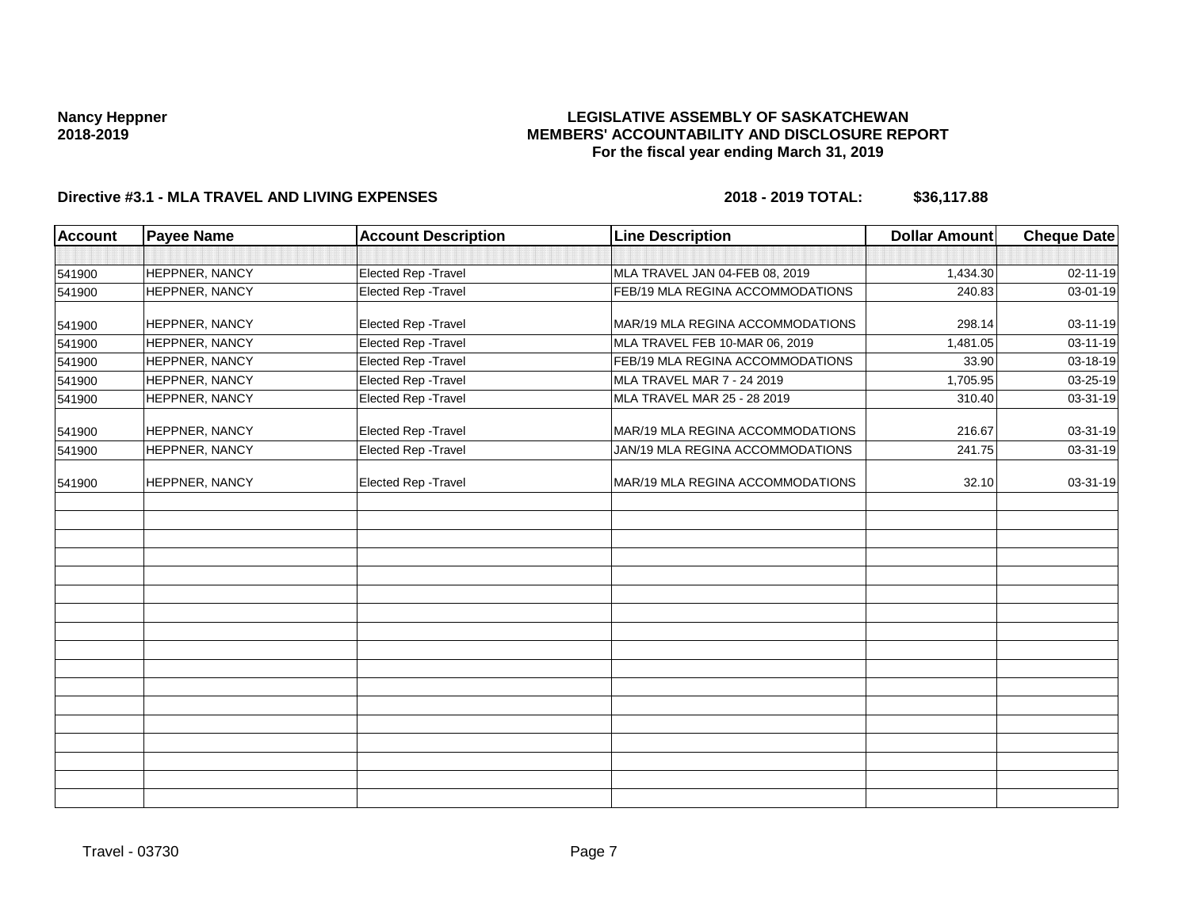**Nancy Heppner**
**2018-2019**

**LEGISLATIVE ASSEMBLY OF SASKATCHEWAN**
**MEMBERS' ACCOUNTABILITY AND DISCLOSURE REPORT**
**For the fiscal year ending March 31, 2019**

**Directive #3.1 - MLA TRAVEL AND LIVING EXPENSES** **2018 - 2019 TOTAL: $36,117.88**

| Account | Payee Name | Account Description | Line Description | Dollar Amount | Cheque Date |
|---|---|---|---|---|---|
| | | | | | |
| 541900 | HEPPNER, NANCY | Elected Rep -Travel | MLA TRAVEL JAN 04-FEB 08, 2019 | 1,434.30 | 02-11-19 |
| 541900 | HEPPNER, NANCY | Elected Rep -Travel | FEB/19 MLA REGINA ACCOMMODATIONS | 240.83 | 03-01-19 |
| 541900 | HEPPNER, NANCY | Elected Rep -Travel | MAR/19 MLA REGINA ACCOMMODATIONS | 298.14 | 03-11-19 |
| 541900 | HEPPNER, NANCY | Elected Rep -Travel | MLA TRAVEL FEB 10-MAR 06, 2019 | 1,481.05 | 03-11-19 |
| 541900 | HEPPNER, NANCY | Elected Rep -Travel | FEB/19 MLA REGINA ACCOMMODATIONS | 33.90 | 03-18-19 |
| 541900 | HEPPNER, NANCY | Elected Rep -Travel | MLA TRAVEL MAR 7 - 24 2019 | 1,705.95 | 03-25-19 |
| 541900 | HEPPNER, NANCY | Elected Rep -Travel | MLA TRAVEL MAR 25 - 28 2019 | 310.40 | 03-31-19 |
| 541900 | HEPPNER, NANCY | Elected Rep -Travel | MAR/19 MLA REGINA ACCOMMODATIONS | 216.67 | 03-31-19 |
| 541900 | HEPPNER, NANCY | Elected Rep -Travel | JAN/19 MLA REGINA ACCOMMODATIONS | 241.75 | 03-31-19 |
| 541900 | HEPPNER, NANCY | Elected Rep -Travel | MAR/19 MLA REGINA ACCOMMODATIONS | 32.10 | 03-31-19 |

Travel - 03730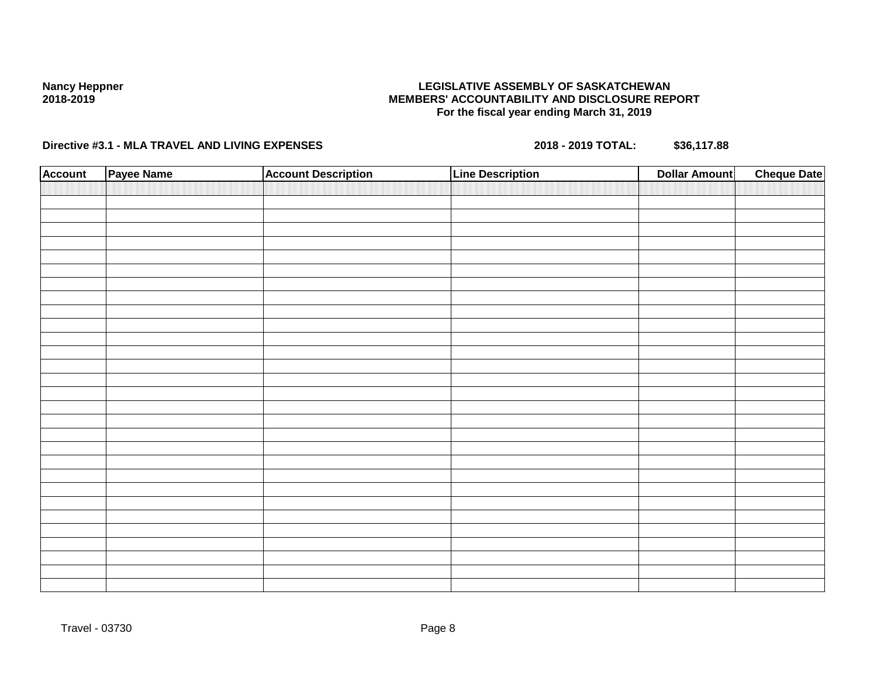**Nancy Heppner**
**2018-2019**

**LEGISLATIVE ASSEMBLY OF SASKATCHEWAN**
**MEMBERS' ACCOUNTABILITY AND DISCLOSURE REPORT**
**For the fiscal year ending March 31, 2019**

**Directive #3.1 - MLA TRAVEL AND LIVING EXPENSES** **2018 - 2019 TOTAL: $36,117.88**

| Account | Payee Name | Account Description | Line Description | Dollar Amount | Cheque Date |
|---|---|---|---|---|---|
| | | | | | |

Travel - 03730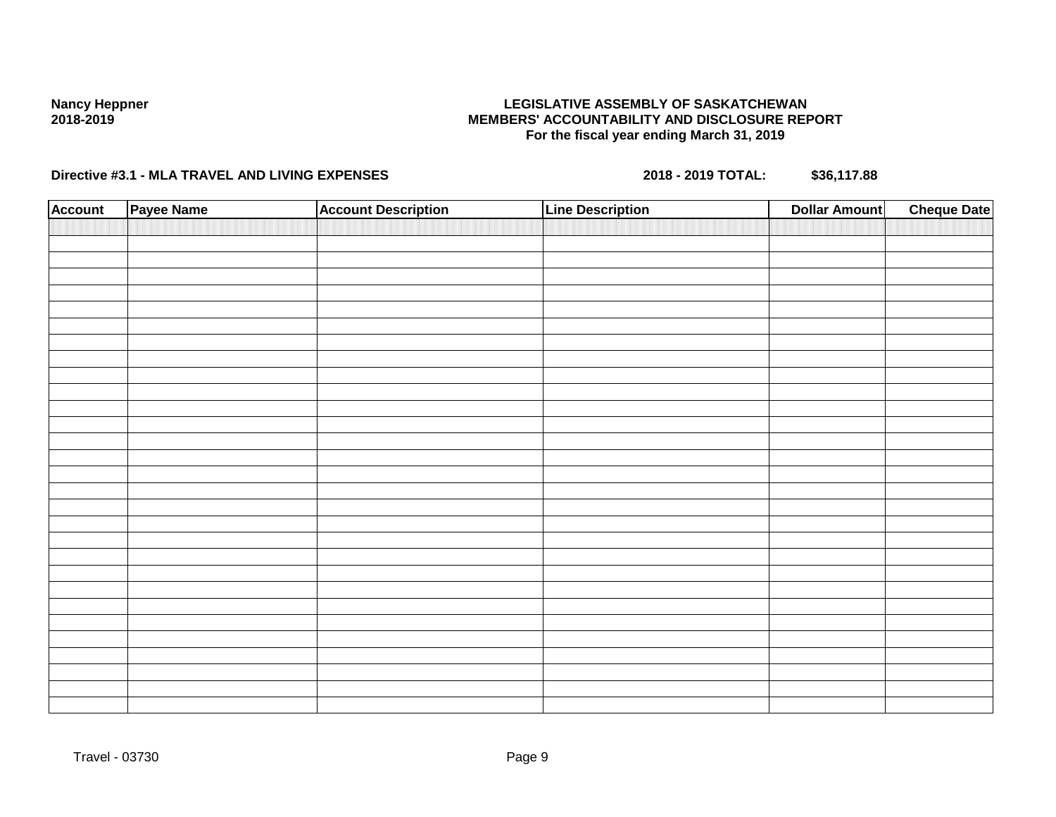**Nancy Heppner**
**2018-2019**

**LEGISLATIVE ASSEMBLY OF SASKATCHEWAN**
**MEMBERS' ACCOUNTABILITY AND DISCLOSURE REPORT**
**For the fiscal year ending March 31, 2019**

**Directive #3.1 - MLA TRAVEL AND LIVING EXPENSES** **2018 - 2019 TOTAL: $36,117.88**

| Account | Payee Name | Account Description | Line Description | Dollar Amount | Cheque Date |
|---|---|---|---|---|---|
| | | | | | |

Travel - 03730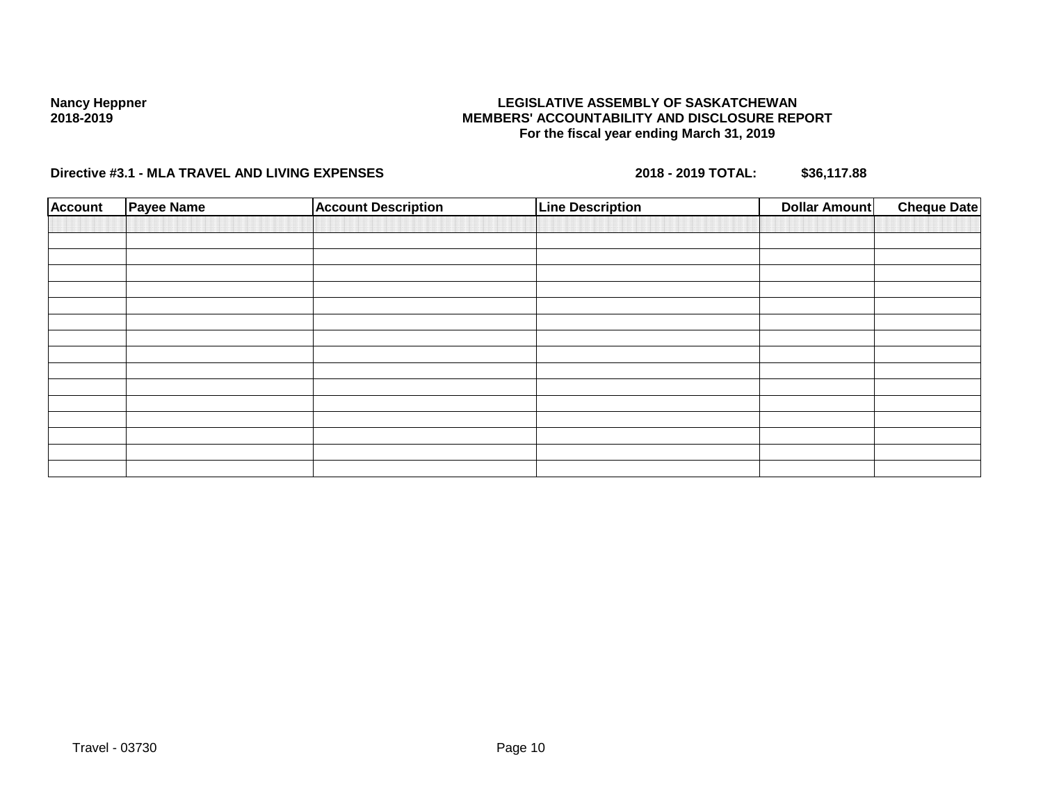Nancy Heppner
2018-2019

**LEGISLATIVE ASSEMBLY OF SASKATCHEWAN**
**MEMBERS' ACCOUNTABILITY AND DISCLOSURE REPORT**
**For the fiscal year ending March 31, 2019**

**Directive #3.1 - MLA TRAVEL AND LIVING EXPENSES** **2018 - 2019 TOTAL: $36,117.88**

| Account | Payee Name | Account Description | Line Description | Dollar Amount | Cheque Date |
|---|---|---|---|---|---|
| | | | | | |
| | | | | | |
| | | | | | |
| | | | | | |
| | | | | | |
| | | | | | |
| | | | | | |
| | | | | | |
| | | | | | |
| | | | | | |
| | | | | | |
| | | | | | |
| | | | | | |
| | | | | | |
| | | | | | |
| | | | | | |

Travel - 03730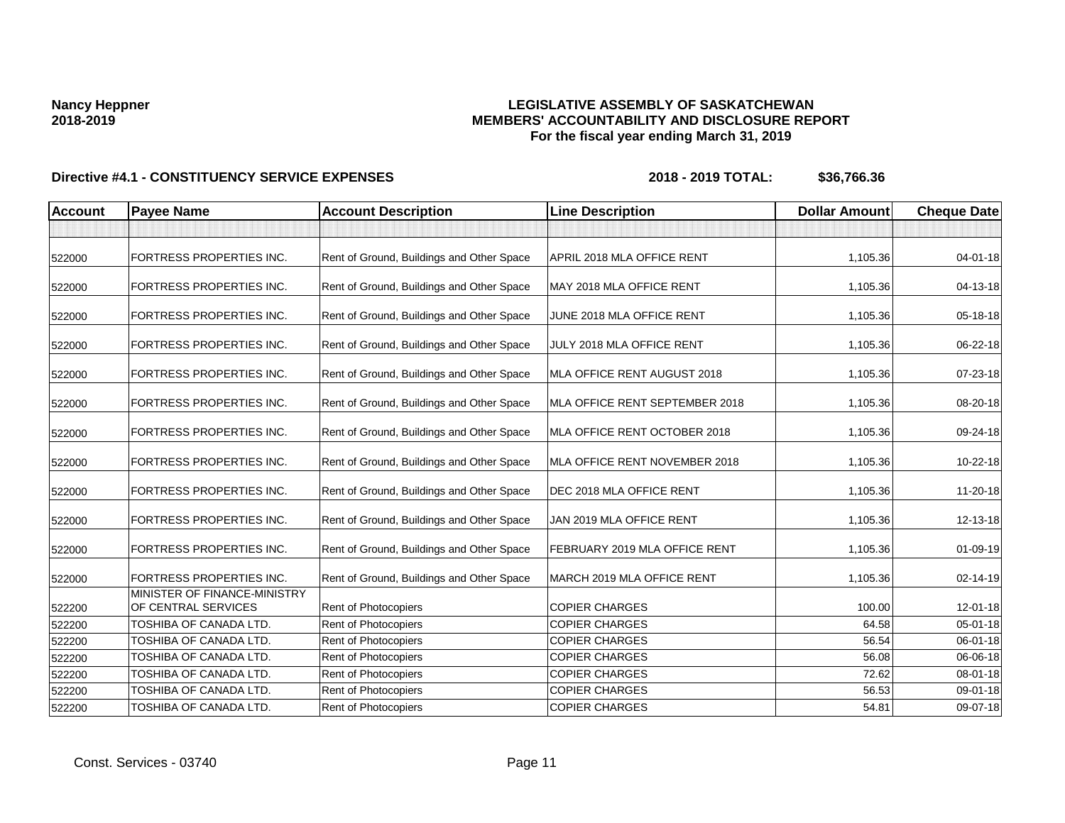**Nancy Heppner**
**2018-2019**

**LEGISLATIVE ASSEMBLY OF SASKATCHEWAN**
**MEMBERS' ACCOUNTABILITY AND DISCLOSURE REPORT**
**For the fiscal year ending March 31, 2019**

**Directive #4.1 - CONSTITUENCY SERVICE EXPENSES** **2018 - 2019 TOTAL: $36,766.36**

| Account | Payee Name | Account Description | Line Description | Dollar Amount | Cheque Date |
|---|---|---|---|---|---|
| | | | | | |
| 522000 | FORTRESS PROPERTIES INC. | Rent of Ground, Buildings and Other Space | APRIL 2018 MLA OFFICE RENT | 1,105.36 | 04-01-18 |
| 522000 | FORTRESS PROPERTIES INC. | Rent of Ground, Buildings and Other Space | MAY 2018 MLA OFFICE RENT | 1,105.36 | 04-13-18 |
| 522000 | FORTRESS PROPERTIES INC. | Rent of Ground, Buildings and Other Space | JUNE 2018 MLA OFFICE RENT | 1,105.36 | 05-18-18 |
| 522000 | FORTRESS PROPERTIES INC. | Rent of Ground, Buildings and Other Space | JULY 2018 MLA OFFICE RENT | 1,105.36 | 06-22-18 |
| 522000 | FORTRESS PROPERTIES INC. | Rent of Ground, Buildings and Other Space | MLA OFFICE RENT AUGUST 2018 | 1,105.36 | 07-23-18 |
| 522000 | FORTRESS PROPERTIES INC. | Rent of Ground, Buildings and Other Space | MLA OFFICE RENT SEPTEMBER 2018 | 1,105.36 | 08-20-18 |
| 522000 | FORTRESS PROPERTIES INC. | Rent of Ground, Buildings and Other Space | MLA OFFICE RENT OCTOBER 2018 | 1,105.36 | 09-24-18 |
| 522000 | FORTRESS PROPERTIES INC. | Rent of Ground, Buildings and Other Space | MLA OFFICE RENT NOVEMBER 2018 | 1,105.36 | 10-22-18 |
| 522000 | FORTRESS PROPERTIES INC. | Rent of Ground, Buildings and Other Space | DEC 2018 MLA OFFICE RENT | 1,105.36 | 11-20-18 |
| 522000 | FORTRESS PROPERTIES INC. | Rent of Ground, Buildings and Other Space | JAN 2019 MLA OFFICE RENT | 1,105.36 | 12-13-18 |
| 522000 | FORTRESS PROPERTIES INC. | Rent of Ground, Buildings and Other Space | FEBRUARY 2019 MLA OFFICE RENT | 1,105.36 | 01-09-19 |
| 522000 | FORTRESS PROPERTIES INC. | Rent of Ground, Buildings and Other Space | MARCH 2019 MLA OFFICE RENT | 1,105.36 | 02-14-19 |
| 522200 | MINISTER OF FINANCE-MINISTRY OF CENTRAL SERVICES | Rent of Photocopiers | COPIER CHARGES | 100.00 | 12-01-18 |
| 522200 | TOSHIBA OF CANADA LTD. | Rent of Photocopiers | COPIER CHARGES | 64.58 | 05-01-18 |
| 522200 | TOSHIBA OF CANADA LTD. | Rent of Photocopiers | COPIER CHARGES | 56.54 | 06-01-18 |
| 522200 | TOSHIBA OF CANADA LTD. | Rent of Photocopiers | COPIER CHARGES | 56.08 | 06-06-18 |
| 522200 | TOSHIBA OF CANADA LTD. | Rent of Photocopiers | COPIER CHARGES | 72.62 | 08-01-18 |
| 522200 | TOSHIBA OF CANADA LTD. | Rent of Photocopiers | COPIER CHARGES | 56.53 | 09-01-18 |
| 522200 | TOSHIBA OF CANADA LTD. | Rent of Photocopiers | COPIER CHARGES | 54.81 | 09-07-18 |

Const. Services - 03740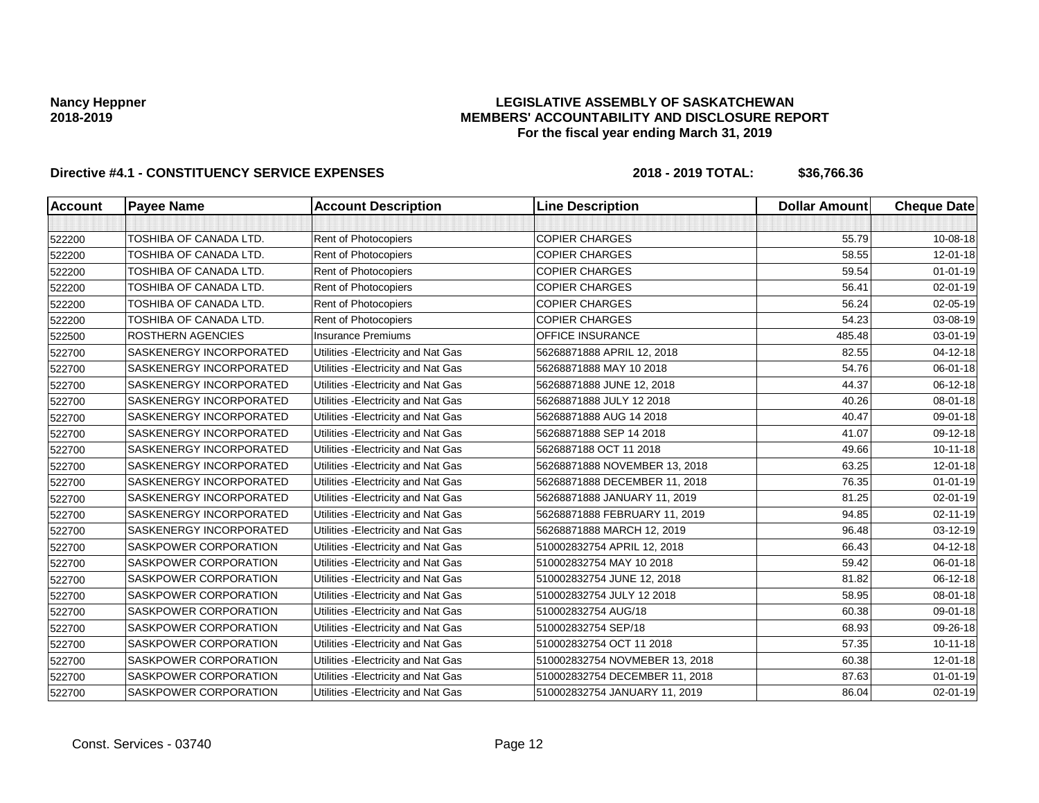**Nancy Heppner**
**2018-2019**

**LEGISLATIVE ASSEMBLY OF SASKATCHEWAN**
**MEMBERS' ACCOUNTABILITY AND DISCLOSURE REPORT**
**For the fiscal year ending March 31, 2019**

**Directive #4.1 - CONSTITUENCY SERVICE EXPENSES** **2018 - 2019 TOTAL: $36,766.36**

| Account | Payee Name | Account Description | Line Description | Dollar Amount | Cheque Date |
|---|---|---|---|---|---|
| | | | | | |
| 522200 | TOSHIBA OF CANADA LTD. | Rent of Photocopiers | COPIER CHARGES | 55.79 | 10-08-18 |
| 522200 | TOSHIBA OF CANADA LTD. | Rent of Photocopiers | COPIER CHARGES | 58.55 | 12-01-18 |
| 522200 | TOSHIBA OF CANADA LTD. | Rent of Photocopiers | COPIER CHARGES | 59.54 | 01-01-19 |
| 522200 | TOSHIBA OF CANADA LTD. | Rent of Photocopiers | COPIER CHARGES | 56.41 | 02-01-19 |
| 522200 | TOSHIBA OF CANADA LTD. | Rent of Photocopiers | COPIER CHARGES | 56.24 | 02-05-19 |
| 522200 | TOSHIBA OF CANADA LTD. | Rent of Photocopiers | COPIER CHARGES | 54.23 | 03-08-19 |
| 522500 | ROSTHERN AGENCIES | Insurance Premiums | OFFICE INSURANCE | 485.48 | 03-01-19 |
| 522700 | SASKENERGY INCORPORATED | Utilities -Electricity and Nat Gas | 56268871888 APRIL 12, 2018 | 82.55 | 04-12-18 |
| 522700 | SASKENERGY INCORPORATED | Utilities -Electricity and Nat Gas | 56268871888 MAY 10 2018 | 54.76 | 06-01-18 |
| 522700 | SASKENERGY INCORPORATED | Utilities -Electricity and Nat Gas | 56268871888 JUNE 12, 2018 | 44.37 | 06-12-18 |
| 522700 | SASKENERGY INCORPORATED | Utilities -Electricity and Nat Gas | 56268871888 JULY 12 2018 | 40.26 | 08-01-18 |
| 522700 | SASKENERGY INCORPORATED | Utilities -Electricity and Nat Gas | 56268871888 AUG 14 2018 | 40.47 | 09-01-18 |
| 522700 | SASKENERGY INCORPORATED | Utilities -Electricity and Nat Gas | 56268871888 SEP 14 2018 | 41.07 | 09-12-18 |
| 522700 | SASKENERGY INCORPORATED | Utilities -Electricity and Nat Gas | 5626887188 OCT 11 2018 | 49.66 | 10-11-18 |
| 522700 | SASKENERGY INCORPORATED | Utilities -Electricity and Nat Gas | 56268871888 NOVEMBER 13, 2018 | 63.25 | 12-01-18 |
| 522700 | SASKENERGY INCORPORATED | Utilities -Electricity and Nat Gas | 56268871888 DECEMBER 11, 2018 | 76.35 | 01-01-19 |
| 522700 | SASKENERGY INCORPORATED | Utilities -Electricity and Nat Gas | 56268871888 JANUARY 11, 2019 | 81.25 | 02-01-19 |
| 522700 | SASKENERGY INCORPORATED | Utilities -Electricity and Nat Gas | 56268871888 FEBRUARY 11, 2019 | 94.85 | 02-11-19 |
| 522700 | SASKENERGY INCORPORATED | Utilities -Electricity and Nat Gas | 56268871888 MARCH 12, 2019 | 96.48 | 03-12-19 |
| 522700 | SASKPOWER CORPORATION | Utilities -Electricity and Nat Gas | 510002832754 APRIL 12, 2018 | 66.43 | 04-12-18 |
| 522700 | SASKPOWER CORPORATION | Utilities -Electricity and Nat Gas | 510002832754 MAY 10 2018 | 59.42 | 06-01-18 |
| 522700 | SASKPOWER CORPORATION | Utilities -Electricity and Nat Gas | 510002832754 JUNE 12, 2018 | 81.82 | 06-12-18 |
| 522700 | SASKPOWER CORPORATION | Utilities -Electricity and Nat Gas | 510002832754 JULY 12 2018 | 58.95 | 08-01-18 |
| 522700 | SASKPOWER CORPORATION | Utilities -Electricity and Nat Gas | 510002832754 AUG/18 | 60.38 | 09-01-18 |
| 522700 | SASKPOWER CORPORATION | Utilities -Electricity and Nat Gas | 510002832754 SEP/18 | 68.93 | 09-26-18 |
| 522700 | SASKPOWER CORPORATION | Utilities -Electricity and Nat Gas | 510002832754 OCT 11 2018 | 57.35 | 10-11-18 |
| 522700 | SASKPOWER CORPORATION | Utilities -Electricity and Nat Gas | 510002832754 NOVMEBER 13, 2018 | 60.38 | 12-01-18 |
| 522700 | SASKPOWER CORPORATION | Utilities -Electricity and Nat Gas | 510002832754 DECEMBER 11, 2018 | 87.63 | 01-01-19 |
| 522700 | SASKPOWER CORPORATION | Utilities -Electricity and Nat Gas | 510002832754 JANUARY 11, 2019 | 86.04 | 02-01-19 |

Const. Services - 03740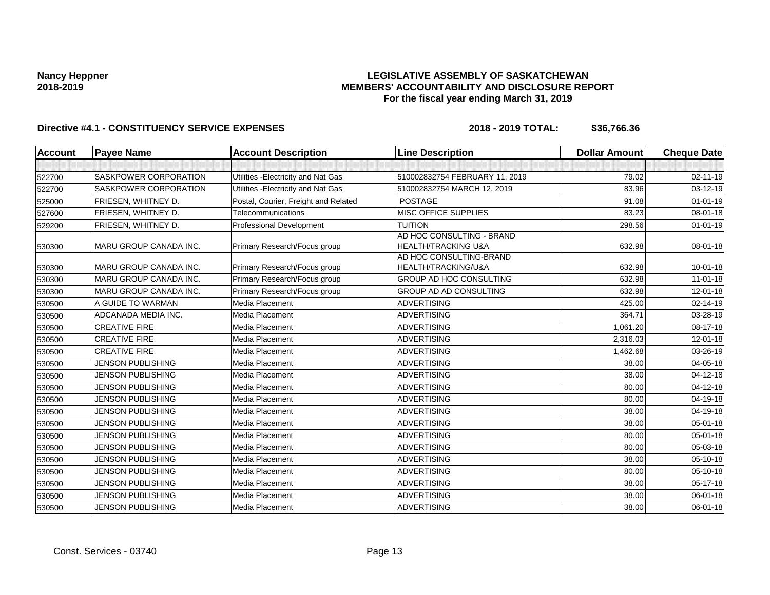**Nancy Heppner**
**2018-2019**

# LEGISLATIVE ASSEMBLY OF SASKATCHEWAN
## MEMBERS' ACCOUNTABILITY AND DISCLOSURE REPORT
### For the fiscal year ending March 31, 2019

**Directive #4.1 - CONSTITUENCY SERVICE EXPENSES** **2018 - 2019 TOTAL: $36,766.36**

| Account | Payee Name | Account Description | Line Description | Dollar Amount | Cheque Date |
|---|---|---|---|---|---|
| | | | | | |
| 522700 | SASKPOWER CORPORATION | Utilities -Electricity and Nat Gas | 510002832754 FEBRUARY 11, 2019 | 79.02 | 02-11-19 |
| 522700 | SASKPOWER CORPORATION | Utilities -Electricity and Nat Gas | 510002832754 MARCH 12, 2019 | 83.96 | 03-12-19 |
| 525000 | FRIESEN, WHITNEY D. | Postal, Courier, Freight and Related | POSTAGE | 91.08 | 01-01-19 |
| 527600 | FRIESEN, WHITNEY D. | Telecommunications | MISC OFFICE SUPPLIES | 83.23 | 08-01-18 |
| 529200 | FRIESEN, WHITNEY D. | Professional Development | TUITION | 298.56 | 01-01-19 |
| 530300 | MARU GROUP CANADA INC. | Primary Research/Focus group | AD HOC CONSULTING - BRAND HEALTH/TRACKING U&A | 632.98 | 08-01-18 |
| 530300 | MARU GROUP CANADA INC. | Primary Research/Focus group | AD HOC CONSULTING-BRAND HEALTH/TRACKING/U&A | 632.98 | 10-01-18 |
| 530300 | MARU GROUP CANADA INC. | Primary Research/Focus group | GROUP AD HOC CONSULTING | 632.98 | 11-01-18 |
| 530300 | MARU GROUP CANADA INC. | Primary Research/Focus group | GROUP AD AD CONSULTING | 632.98 | 12-01-18 |
| 530500 | A GUIDE TO WARMAN | Media Placement | ADVERTISING | 425.00 | 02-14-19 |
| 530500 | ADCANADA MEDIA INC. | Media Placement | ADVERTISING | 364.71 | 03-28-19 |
| 530500 | CREATIVE FIRE | Media Placement | ADVERTISING | 1,061.20 | 08-17-18 |
| 530500 | CREATIVE FIRE | Media Placement | ADVERTISING | 2,316.03 | 12-01-18 |
| 530500 | CREATIVE FIRE | Media Placement | ADVERTISING | 1,462.68 | 03-26-19 |
| 530500 | JENSON PUBLISHING | Media Placement | ADVERTISING | 38.00 | 04-05-18 |
| 530500 | JENSON PUBLISHING | Media Placement | ADVERTISING | 38.00 | 04-12-18 |
| 530500 | JENSON PUBLISHING | Media Placement | ADVERTISING | 80.00 | 04-12-18 |
| 530500 | JENSON PUBLISHING | Media Placement | ADVERTISING | 80.00 | 04-19-18 |
| 530500 | JENSON PUBLISHING | Media Placement | ADVERTISING | 38.00 | 04-19-18 |
| 530500 | JENSON PUBLISHING | Media Placement | ADVERTISING | 38.00 | 05-01-18 |
| 530500 | JENSON PUBLISHING | Media Placement | ADVERTISING | 80.00 | 05-01-18 |
| 530500 | JENSON PUBLISHING | Media Placement | ADVERTISING | 80.00 | 05-03-18 |
| 530500 | JENSON PUBLISHING | Media Placement | ADVERTISING | 38.00 | 05-10-18 |
| 530500 | JENSON PUBLISHING | Media Placement | ADVERTISING | 80.00 | 05-10-18 |
| 530500 | JENSON PUBLISHING | Media Placement | ADVERTISING | 38.00 | 05-17-18 |
| 530500 | JENSON PUBLISHING | Media Placement | ADVERTISING | 38.00 | 06-01-18 |
| 530500 | JENSON PUBLISHING | Media Placement | ADVERTISING | 38.00 | 06-01-18 |

Const. Services - 03740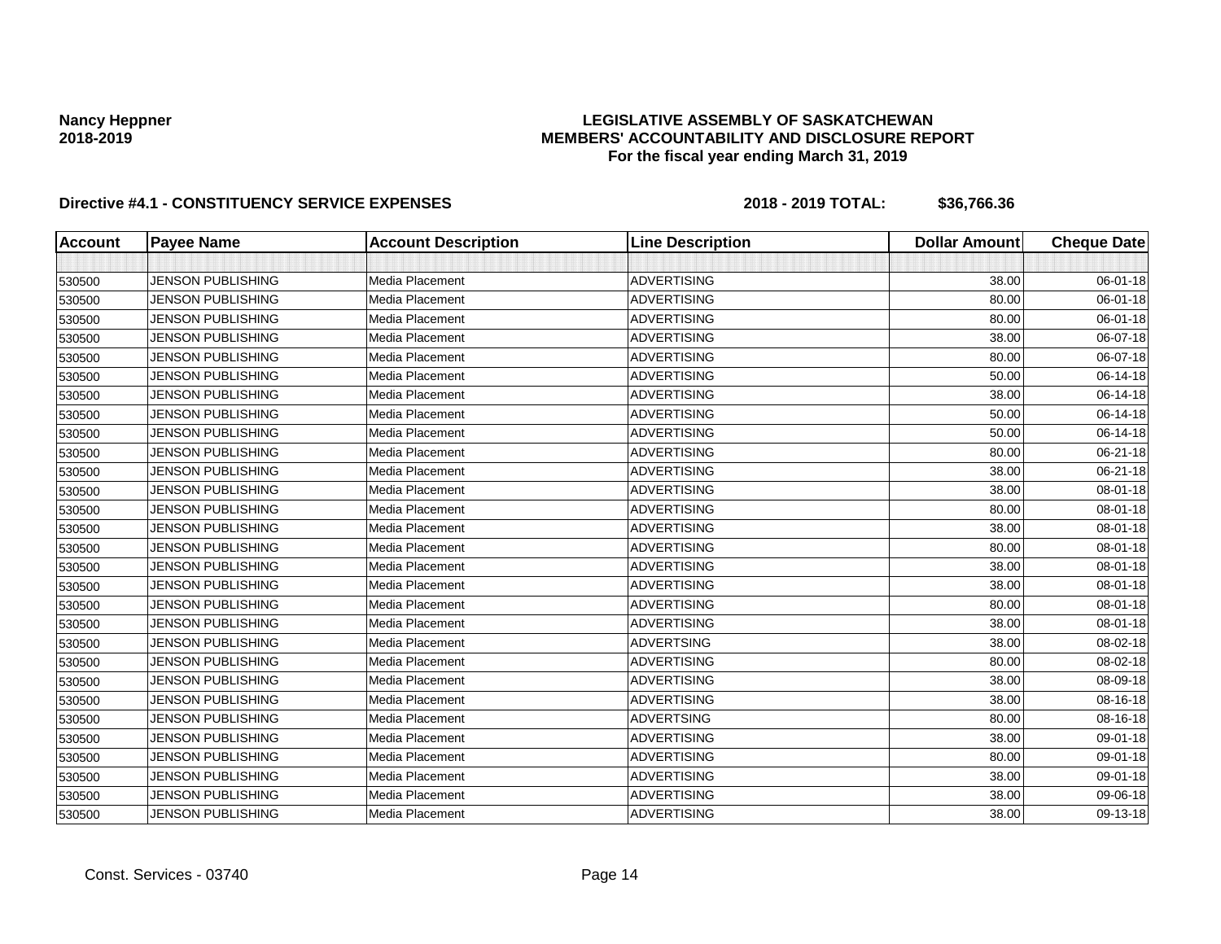**Nancy Heppner**
**2018-2019**

**LEGISLATIVE ASSEMBLY OF SASKATCHEWAN**
**MEMBERS' ACCOUNTABILITY AND DISCLOSURE REPORT**
**For the fiscal year ending March 31, 2019**

**Directive #4.1 - CONSTITUENCY SERVICE EXPENSES** **2018 - 2019 TOTAL: $36,766.36**

| Account | Payee Name | Account Description | Line Description | Dollar Amount | Cheque Date |
|---|---|---|---|---|---|
| | | | | | |
| 530500 | JENSON PUBLISHING | Media Placement | ADVERTISING | 38.00 | 06-01-18 |
| 530500 | JENSON PUBLISHING | Media Placement | ADVERTISING | 80.00 | 06-01-18 |
| 530500 | JENSON PUBLISHING | Media Placement | ADVERTISING | 80.00 | 06-01-18 |
| 530500 | JENSON PUBLISHING | Media Placement | ADVERTISING | 38.00 | 06-07-18 |
| 530500 | JENSON PUBLISHING | Media Placement | ADVERTISING | 80.00 | 06-07-18 |
| 530500 | JENSON PUBLISHING | Media Placement | ADVERTISING | 50.00 | 06-14-18 |
| 530500 | JENSON PUBLISHING | Media Placement | ADVERTISING | 38.00 | 06-14-18 |
| 530500 | JENSON PUBLISHING | Media Placement | ADVERTISING | 50.00 | 06-14-18 |
| 530500 | JENSON PUBLISHING | Media Placement | ADVERTISING | 50.00 | 06-14-18 |
| 530500 | JENSON PUBLISHING | Media Placement | ADVERTISING | 80.00 | 06-21-18 |
| 530500 | JENSON PUBLISHING | Media Placement | ADVERTISING | 38.00 | 06-21-18 |
| 530500 | JENSON PUBLISHING | Media Placement | ADVERTISING | 38.00 | 08-01-18 |
| 530500 | JENSON PUBLISHING | Media Placement | ADVERTISING | 80.00 | 08-01-18 |
| 530500 | JENSON PUBLISHING | Media Placement | ADVERTISING | 38.00 | 08-01-18 |
| 530500 | JENSON PUBLISHING | Media Placement | ADVERTISING | 80.00 | 08-01-18 |
| 530500 | JENSON PUBLISHING | Media Placement | ADVERTISING | 38.00 | 08-01-18 |
| 530500 | JENSON PUBLISHING | Media Placement | ADVERTISING | 38.00 | 08-01-18 |
| 530500 | JENSON PUBLISHING | Media Placement | ADVERTISING | 80.00 | 08-01-18 |
| 530500 | JENSON PUBLISHING | Media Placement | ADVERTISING | 38.00 | 08-01-18 |
| 530500 | JENSON PUBLISHING | Media Placement | ADVERTSING | 38.00 | 08-02-18 |
| 530500 | JENSON PUBLISHING | Media Placement | ADVERTISING | 80.00 | 08-02-18 |
| 530500 | JENSON PUBLISHING | Media Placement | ADVERTISING | 38.00 | 08-09-18 |
| 530500 | JENSON PUBLISHING | Media Placement | ADVERTISING | 38.00 | 08-16-18 |
| 530500 | JENSON PUBLISHING | Media Placement | ADVERTSING | 80.00 | 08-16-18 |
| 530500 | JENSON PUBLISHING | Media Placement | ADVERTISING | 38.00 | 09-01-18 |
| 530500 | JENSON PUBLISHING | Media Placement | ADVERTISING | 80.00 | 09-01-18 |
| 530500 | JENSON PUBLISHING | Media Placement | ADVERTISING | 38.00 | 09-01-18 |
| 530500 | JENSON PUBLISHING | Media Placement | ADVERTISING | 38.00 | 09-06-18 |
| 530500 | JENSON PUBLISHING | Media Placement | ADVERTISING | 38.00 | 09-13-18 |

Const. Services - 03740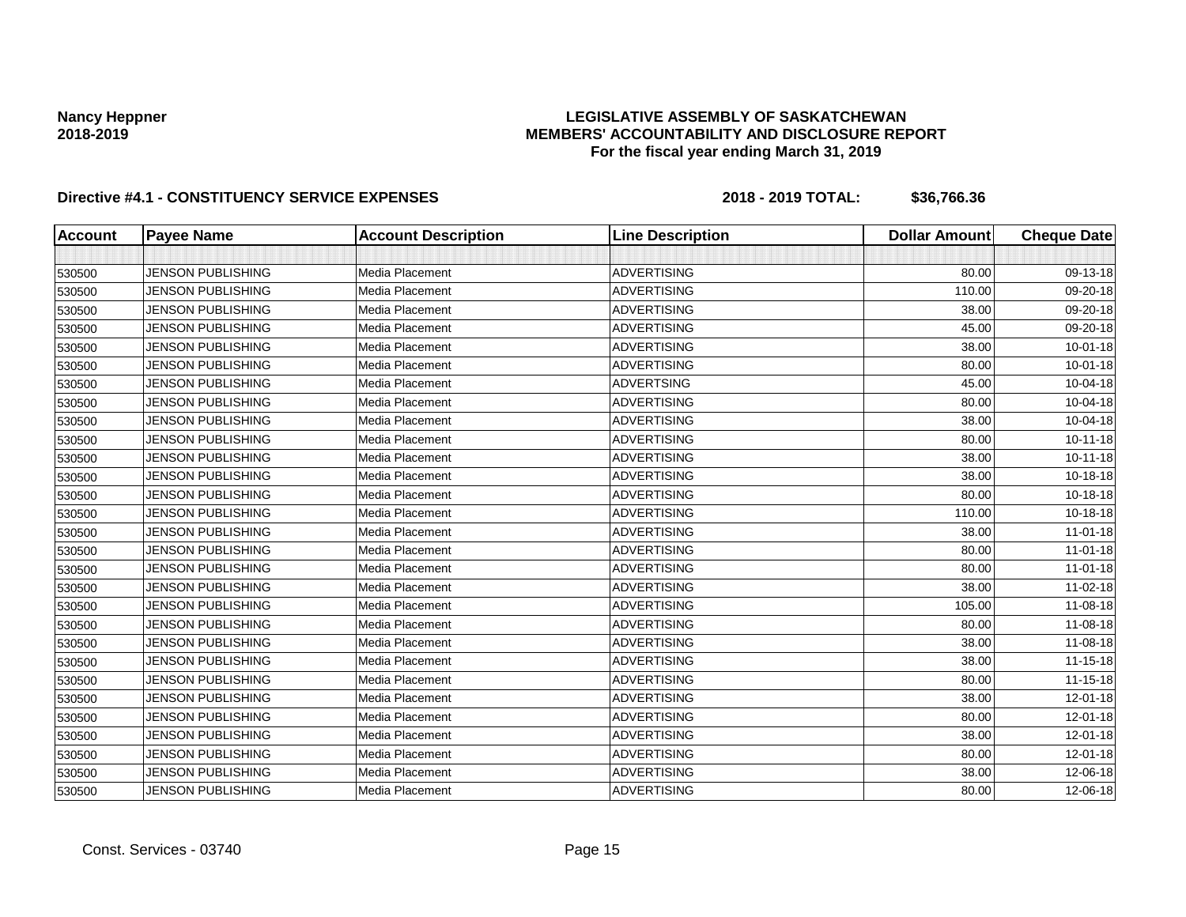**Nancy Heppner**
**2018-2019**

**LEGISLATIVE ASSEMBLY OF SASKATCHEWAN**
**MEMBERS' ACCOUNTABILITY AND DISCLOSURE REPORT**
**For the fiscal year ending March 31, 2019**

**Directive #4.1 - CONSTITUENCY SERVICE EXPENSES** **2018 - 2019 TOTAL: $36,766.36**

| Account | Payee Name | Account Description | Line Description | Dollar Amount | Cheque Date |
|---|---|---|---|---|---|
| | | | | | |
| 530500 | JENSON PUBLISHING | Media Placement | ADVERTISING | 80.00 | 09-13-18 |
| 530500 | JENSON PUBLISHING | Media Placement | ADVERTISING | 110.00 | 09-20-18 |
| 530500 | JENSON PUBLISHING | Media Placement | ADVERTISING | 38.00 | 09-20-18 |
| 530500 | JENSON PUBLISHING | Media Placement | ADVERTISING | 45.00 | 09-20-18 |
| 530500 | JENSON PUBLISHING | Media Placement | ADVERTISING | 38.00 | 10-01-18 |
| 530500 | JENSON PUBLISHING | Media Placement | ADVERTISING | 80.00 | 10-01-18 |
| 530500 | JENSON PUBLISHING | Media Placement | ADVERTSING | 45.00 | 10-04-18 |
| 530500 | JENSON PUBLISHING | Media Placement | ADVERTISING | 80.00 | 10-04-18 |
| 530500 | JENSON PUBLISHING | Media Placement | ADVERTISING | 38.00 | 10-04-18 |
| 530500 | JENSON PUBLISHING | Media Placement | ADVERTISING | 80.00 | 10-11-18 |
| 530500 | JENSON PUBLISHING | Media Placement | ADVERTISING | 38.00 | 10-11-18 |
| 530500 | JENSON PUBLISHING | Media Placement | ADVERTISING | 38.00 | 10-18-18 |
| 530500 | JENSON PUBLISHING | Media Placement | ADVERTISING | 80.00 | 10-18-18 |
| 530500 | JENSON PUBLISHING | Media Placement | ADVERTISING | 110.00 | 10-18-18 |
| 530500 | JENSON PUBLISHING | Media Placement | ADVERTISING | 38.00 | 11-01-18 |
| 530500 | JENSON PUBLISHING | Media Placement | ADVERTISING | 80.00 | 11-01-18 |
| 530500 | JENSON PUBLISHING | Media Placement | ADVERTISING | 80.00 | 11-01-18 |
| 530500 | JENSON PUBLISHING | Media Placement | ADVERTISING | 38.00 | 11-02-18 |
| 530500 | JENSON PUBLISHING | Media Placement | ADVERTISING | 105.00 | 11-08-18 |
| 530500 | JENSON PUBLISHING | Media Placement | ADVERTISING | 80.00 | 11-08-18 |
| 530500 | JENSON PUBLISHING | Media Placement | ADVERTISING | 38.00 | 11-08-18 |
| 530500 | JENSON PUBLISHING | Media Placement | ADVERTISING | 38.00 | 11-15-18 |
| 530500 | JENSON PUBLISHING | Media Placement | ADVERTISING | 80.00 | 11-15-18 |
| 530500 | JENSON PUBLISHING | Media Placement | ADVERTISING | 38.00 | 12-01-18 |
| 530500 | JENSON PUBLISHING | Media Placement | ADVERTISING | 80.00 | 12-01-18 |
| 530500 | JENSON PUBLISHING | Media Placement | ADVERTISING | 38.00 | 12-01-18 |
| 530500 | JENSON PUBLISHING | Media Placement | ADVERTISING | 80.00 | 12-01-18 |
| 530500 | JENSON PUBLISHING | Media Placement | ADVERTISING | 38.00 | 12-06-18 |
| 530500 | JENSON PUBLISHING | Media Placement | ADVERTISING | 80.00 | 12-06-18 |

Const. Services - 03740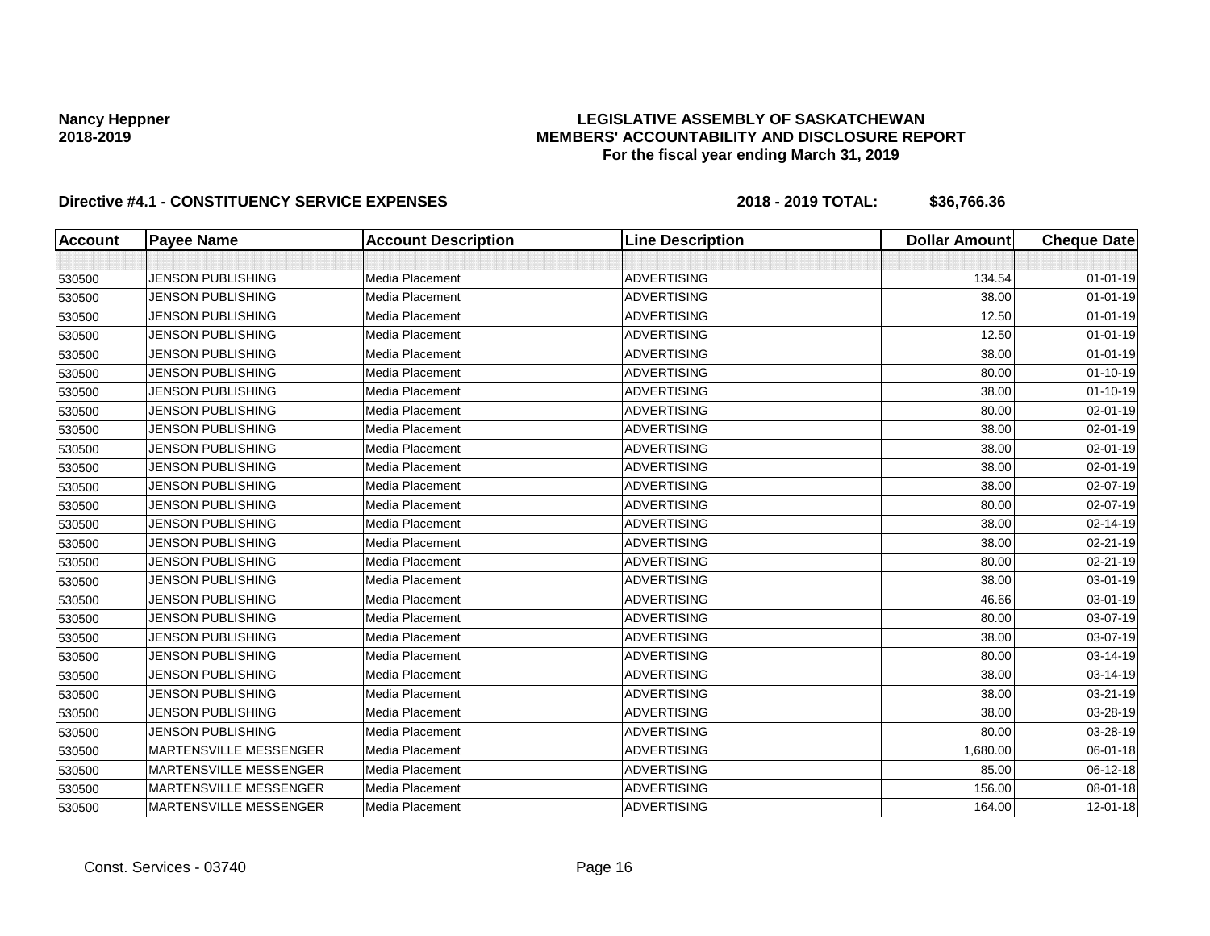**Nancy Heppner**
**2018-2019**

**LEGISLATIVE ASSEMBLY OF SASKATCHEWAN**
**MEMBERS' ACCOUNTABILITY AND DISCLOSURE REPORT**
**For the fiscal year ending March 31, 2019**

**Directive #4.1 - CONSTITUENCY SERVICE EXPENSES** **2018 - 2019 TOTAL: $36,766.36**

| Account | Payee Name | Account Description | Line Description | Dollar Amount | Cheque Date |
|---|---|---|---|---|---|
| | | | | | |
| 530500 | JENSON PUBLISHING | Media Placement | ADVERTISING | 134.54 | 01-01-19 |
| 530500 | JENSON PUBLISHING | Media Placement | ADVERTISING | 38.00 | 01-01-19 |
| 530500 | JENSON PUBLISHING | Media Placement | ADVERTISING | 12.50 | 01-01-19 |
| 530500 | JENSON PUBLISHING | Media Placement | ADVERTISING | 12.50 | 01-01-19 |
| 530500 | JENSON PUBLISHING | Media Placement | ADVERTISING | 38.00 | 01-01-19 |
| 530500 | JENSON PUBLISHING | Media Placement | ADVERTISING | 80.00 | 01-10-19 |
| 530500 | JENSON PUBLISHING | Media Placement | ADVERTISING | 38.00 | 01-10-19 |
| 530500 | JENSON PUBLISHING | Media Placement | ADVERTISING | 80.00 | 02-01-19 |
| 530500 | JENSON PUBLISHING | Media Placement | ADVERTISING | 38.00 | 02-01-19 |
| 530500 | JENSON PUBLISHING | Media Placement | ADVERTISING | 38.00 | 02-01-19 |
| 530500 | JENSON PUBLISHING | Media Placement | ADVERTISING | 38.00 | 02-01-19 |
| 530500 | JENSON PUBLISHING | Media Placement | ADVERTISING | 38.00 | 02-07-19 |
| 530500 | JENSON PUBLISHING | Media Placement | ADVERTISING | 80.00 | 02-07-19 |
| 530500 | JENSON PUBLISHING | Media Placement | ADVERTISING | 38.00 | 02-14-19 |
| 530500 | JENSON PUBLISHING | Media Placement | ADVERTISING | 38.00 | 02-21-19 |
| 530500 | JENSON PUBLISHING | Media Placement | ADVERTISING | 80.00 | 02-21-19 |
| 530500 | JENSON PUBLISHING | Media Placement | ADVERTISING | 38.00 | 03-01-19 |
| 530500 | JENSON PUBLISHING | Media Placement | ADVERTISING | 46.66 | 03-01-19 |
| 530500 | JENSON PUBLISHING | Media Placement | ADVERTISING | 80.00 | 03-07-19 |
| 530500 | JENSON PUBLISHING | Media Placement | ADVERTISING | 38.00 | 03-07-19 |
| 530500 | JENSON PUBLISHING | Media Placement | ADVERTISING | 80.00 | 03-14-19 |
| 530500 | JENSON PUBLISHING | Media Placement | ADVERTISING | 38.00 | 03-14-19 |
| 530500 | JENSON PUBLISHING | Media Placement | ADVERTISING | 38.00 | 03-21-19 |
| 530500 | JENSON PUBLISHING | Media Placement | ADVERTISING | 38.00 | 03-28-19 |
| 530500 | JENSON PUBLISHING | Media Placement | ADVERTISING | 80.00 | 03-28-19 |
| 530500 | MARTENSVILLE MESSENGER | Media Placement | ADVERTISING | 1,680.00 | 06-01-18 |
| 530500 | MARTENSVILLE MESSENGER | Media Placement | ADVERTISING | 85.00 | 06-12-18 |
| 530500 | MARTENSVILLE MESSENGER | Media Placement | ADVERTISING | 156.00 | 08-01-18 |
| 530500 | MARTENSVILLE MESSENGER | Media Placement | ADVERTISING | 164.00 | 12-01-18 |

Const. Services - 03740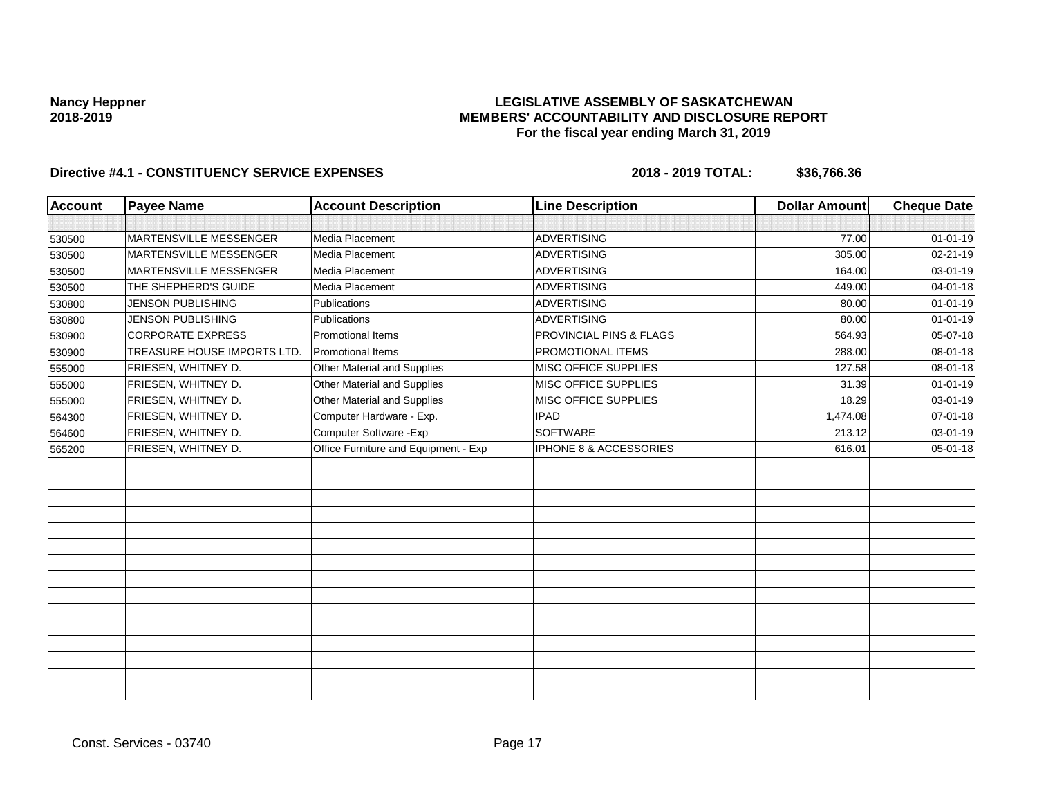**Nancy Heppner**
**2018-2019**

**LEGISLATIVE ASSEMBLY OF SASKATCHEWAN**
**MEMBERS' ACCOUNTABILITY AND DISCLOSURE REPORT**
**For the fiscal year ending March 31, 2019**

**Directive #4.1 - CONSTITUENCY SERVICE EXPENSES** **2018 - 2019 TOTAL: $36,766.36**

| Account | Payee Name | Account Description | Line Description | Dollar Amount | Cheque Date |
|---|---|---|---|---|---|
| | | | | | |
| 530500 | MARTENSVILLE MESSENGER | Media Placement | ADVERTISING | 77.00 | 01-01-19 |
| 530500 | MARTENSVILLE MESSENGER | Media Placement | ADVERTISING | 305.00 | 02-21-19 |
| 530500 | MARTENSVILLE MESSENGER | Media Placement | ADVERTISING | 164.00 | 03-01-19 |
| 530500 | THE SHEPHERD'S GUIDE | Media Placement | ADVERTISING | 449.00 | 04-01-18 |
| 530800 | JENSON PUBLISHING | Publications | ADVERTISING | 80.00 | 01-01-19 |
| 530800 | JENSON PUBLISHING | Publications | ADVERTISING | 80.00 | 01-01-19 |
| 530900 | CORPORATE EXPRESS | Promotional Items | PROVINCIAL PINS & FLAGS | 564.93 | 05-07-18 |
| 530900 | TREASURE HOUSE IMPORTS LTD. | Promotional Items | PROMOTIONAL ITEMS | 288.00 | 08-01-18 |
| 555000 | FRIESEN, WHITNEY D. | Other Material and Supplies | MISC OFFICE SUPPLIES | 127.58 | 08-01-18 |
| 555000 | FRIESEN, WHITNEY D. | Other Material and Supplies | MISC OFFICE SUPPLIES | 31.39 | 01-01-19 |
| 555000 | FRIESEN, WHITNEY D. | Other Material and Supplies | MISC OFFICE SUPPLIES | 18.29 | 03-01-19 |
| 564300 | FRIESEN, WHITNEY D. | Computer Hardware - Exp. | IPAD | 1,474.08 | 07-01-18 |
| 564600 | FRIESEN, WHITNEY D. | Computer Software -Exp | SOFTWARE | 213.12 | 03-01-19 |
| 565200 | FRIESEN, WHITNEY D. | Office Furniture and Equipment - Exp | IPHONE 8 & ACCESSORIES | 616.01 | 05-01-18 |

Const. Services - 03740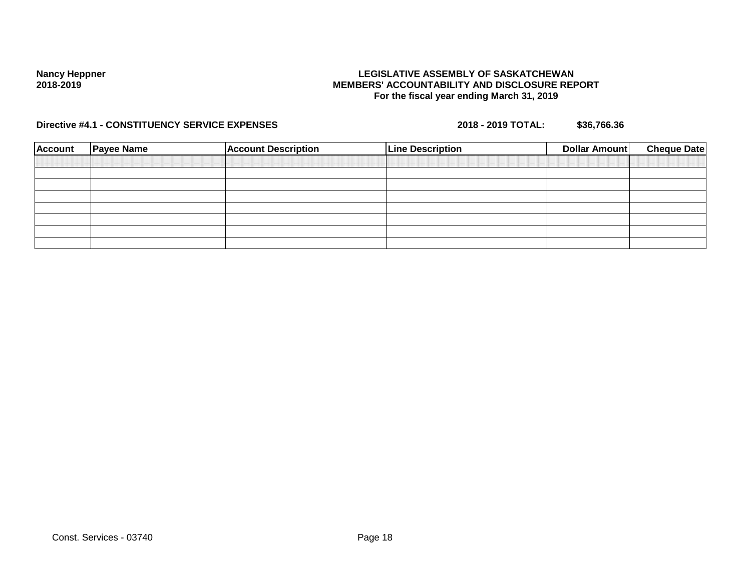**Nancy Heppner**
**2018-2019**

**LEGISLATIVE ASSEMBLY OF SASKATCHEWAN**
**MEMBERS' ACCOUNTABILITY AND DISCLOSURE REPORT**
**For the fiscal year ending March 31, 2019**

**Directive #4.1 - CONSTITUENCY SERVICE EXPENSES** **2018 - 2019 TOTAL: $36,766.36**

| Account | Payee Name | Account Description | Line Description | Dollar Amount | Cheque Date |
|---|---|---|---|---|---|
| | | | | | |
| | | | | | |
| | | | | | |
| | | | | | |
| | | | | | |
| | | | | | |
| | | | | | |

Const. Services - 03740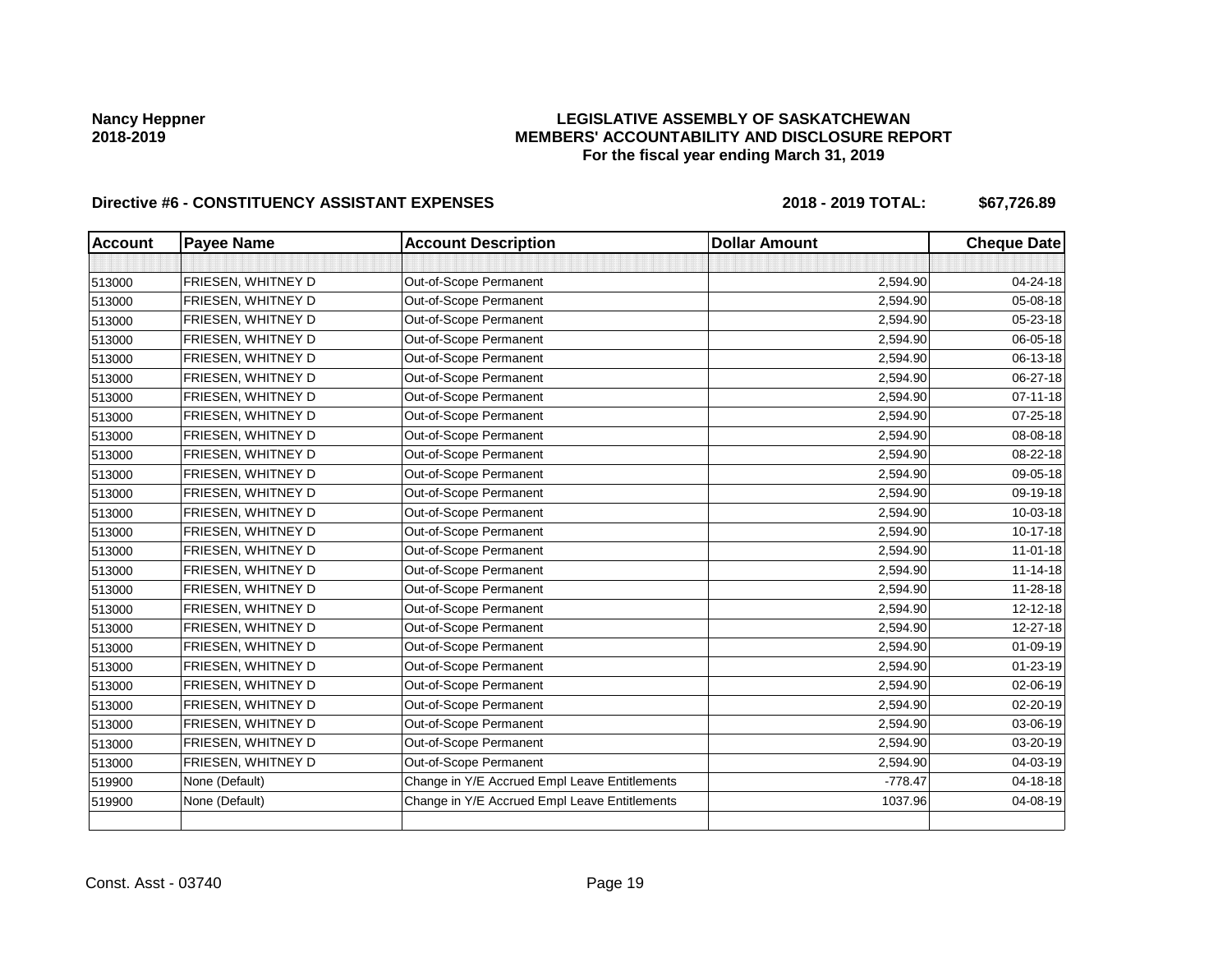**Nancy Heppner**
**2018-2019**

# LEGISLATIVE ASSEMBLY OF SASKATCHEWAN
## MEMBERS' ACCOUNTABILITY AND DISCLOSURE REPORT
### For the fiscal year ending March 31, 2019

**Directive #6 - CONSTITUENCY ASSISTANT EXPENSES** **2018 - 2019 TOTAL: $67,726.89**

| Account | Payee Name | Account Description | Dollar Amount | Cheque Date |
|---|---|---|---|---|
| | | | | |
| 513000 | FRIESEN, WHITNEY D | Out-of-Scope Permanent | 2,594.90 | 04-24-18 |
| 513000 | FRIESEN, WHITNEY D | Out-of-Scope Permanent | 2,594.90 | 05-08-18 |
| 513000 | FRIESEN, WHITNEY D | Out-of-Scope Permanent | 2,594.90 | 05-23-18 |
| 513000 | FRIESEN, WHITNEY D | Out-of-Scope Permanent | 2,594.90 | 06-05-18 |
| 513000 | FRIESEN, WHITNEY D | Out-of-Scope Permanent | 2,594.90 | 06-13-18 |
| 513000 | FRIESEN, WHITNEY D | Out-of-Scope Permanent | 2,594.90 | 06-27-18 |
| 513000 | FRIESEN, WHITNEY D | Out-of-Scope Permanent | 2,594.90 | 07-11-18 |
| 513000 | FRIESEN, WHITNEY D | Out-of-Scope Permanent | 2,594.90 | 07-25-18 |
| 513000 | FRIESEN, WHITNEY D | Out-of-Scope Permanent | 2,594.90 | 08-08-18 |
| 513000 | FRIESEN, WHITNEY D | Out-of-Scope Permanent | 2,594.90 | 08-22-18 |
| 513000 | FRIESEN, WHITNEY D | Out-of-Scope Permanent | 2,594.90 | 09-05-18 |
| 513000 | FRIESEN, WHITNEY D | Out-of-Scope Permanent | 2,594.90 | 09-19-18 |
| 513000 | FRIESEN, WHITNEY D | Out-of-Scope Permanent | 2,594.90 | 10-03-18 |
| 513000 | FRIESEN, WHITNEY D | Out-of-Scope Permanent | 2,594.90 | 10-17-18 |
| 513000 | FRIESEN, WHITNEY D | Out-of-Scope Permanent | 2,594.90 | 11-01-18 |
| 513000 | FRIESEN, WHITNEY D | Out-of-Scope Permanent | 2,594.90 | 11-14-18 |
| 513000 | FRIESEN, WHITNEY D | Out-of-Scope Permanent | 2,594.90 | 11-28-18 |
| 513000 | FRIESEN, WHITNEY D | Out-of-Scope Permanent | 2,594.90 | 12-12-18 |
| 513000 | FRIESEN, WHITNEY D | Out-of-Scope Permanent | 2,594.90 | 12-27-18 |
| 513000 | FRIESEN, WHITNEY D | Out-of-Scope Permanent | 2,594.90 | 01-09-19 |
| 513000 | FRIESEN, WHITNEY D | Out-of-Scope Permanent | 2,594.90 | 01-23-19 |
| 513000 | FRIESEN, WHITNEY D | Out-of-Scope Permanent | 2,594.90 | 02-06-19 |
| 513000 | FRIESEN, WHITNEY D | Out-of-Scope Permanent | 2,594.90 | 02-20-19 |
| 513000 | FRIESEN, WHITNEY D | Out-of-Scope Permanent | 2,594.90 | 03-06-19 |
| 513000 | FRIESEN, WHITNEY D | Out-of-Scope Permanent | 2,594.90 | 03-20-19 |
| 513000 | FRIESEN, WHITNEY D | Out-of-Scope Permanent | 2,594.90 | 04-03-19 |
| 519900 | None (Default) | Change in Y/E Accrued Empl Leave Entitlements | -778.47 | 04-18-18 |
| 519900 | None (Default) | Change in Y/E Accrued Empl Leave Entitlements | 1037.96 | 04-08-19 |
| | | | | |

Const. Asst - 03740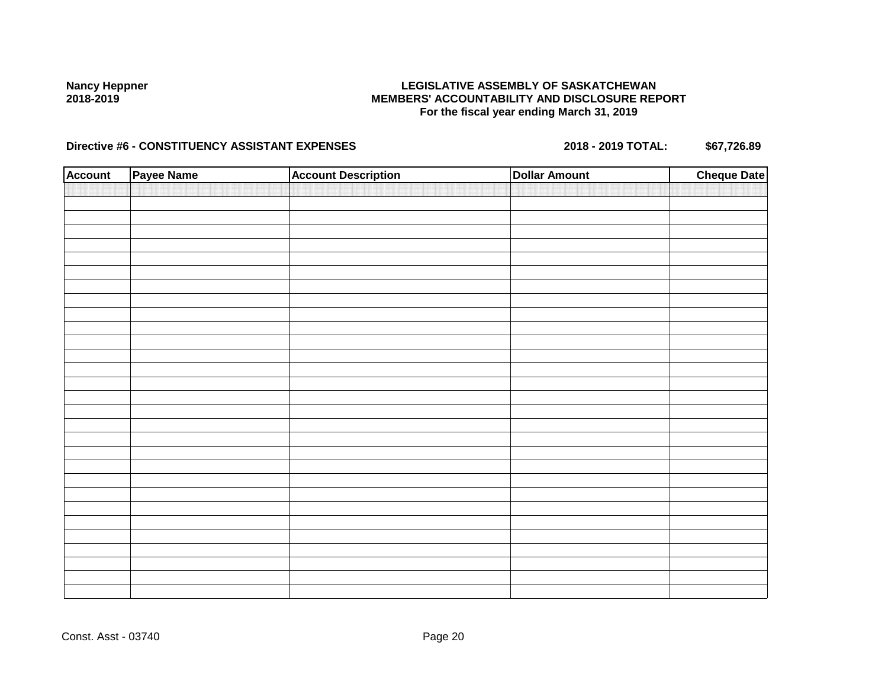**Nancy Heppner**
**2018-2019**

**LEGISLATIVE ASSEMBLY OF SASKATCHEWAN**
**MEMBERS' ACCOUNTABILITY AND DISCLOSURE REPORT**
**For the fiscal year ending March 31, 2019**

**Directive #6 - CONSTITUENCY ASSISTANT EXPENSES** **2018 - 2019 TOTAL: $67,726.89**

| Account | Payee Name | Account Description | Dollar Amount | Cheque Date |
|---|---|---|---|---|
| | | | | |

Const. Asst - 03740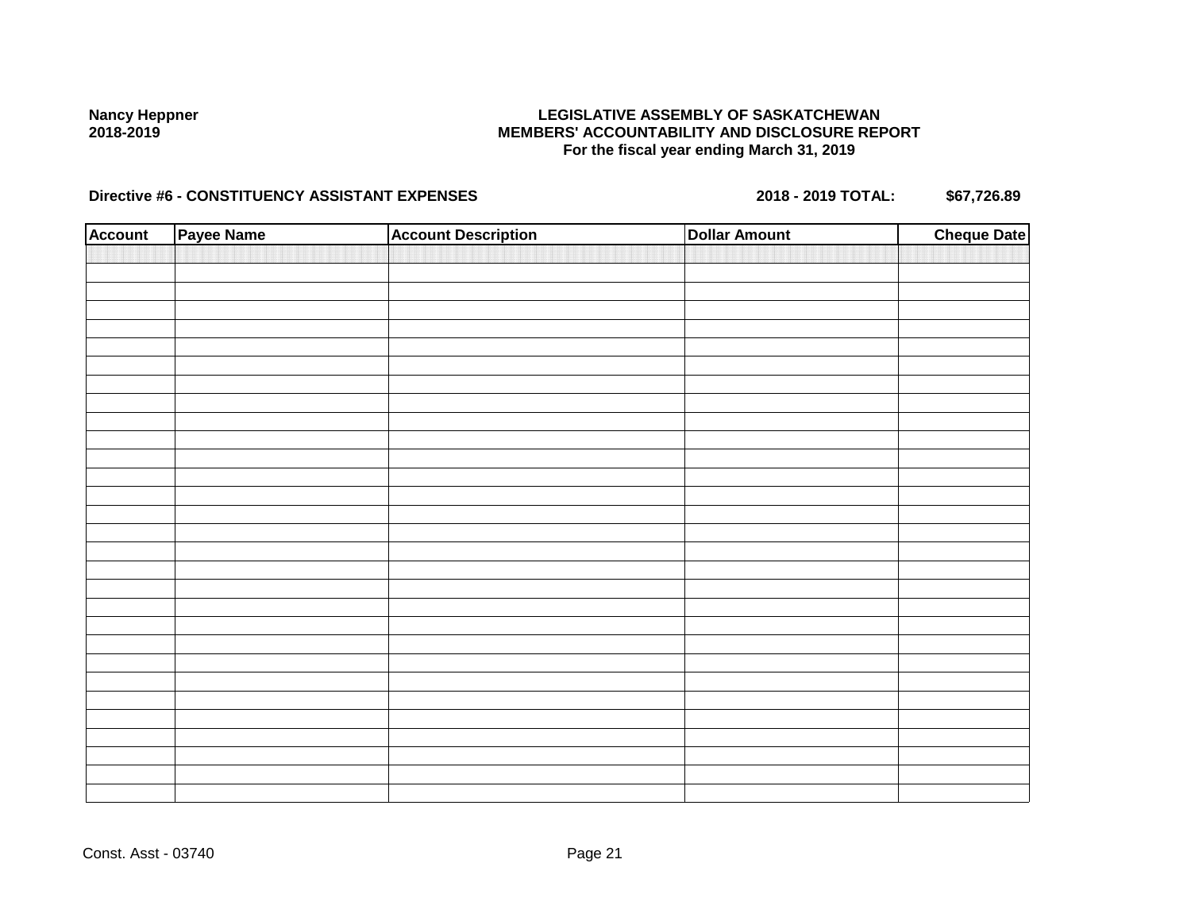**Nancy Heppner**
**2018-2019**

**LEGISLATIVE ASSEMBLY OF SASKATCHEWAN**
**MEMBERS' ACCOUNTABILITY AND DISCLOSURE REPORT**
**For the fiscal year ending March 31, 2019**

**Directive #6 - CONSTITUENCY ASSISTANT EXPENSES** **2018 - 2019 TOTAL: $67,726.89**

| Account | Payee Name | Account Description | Dollar Amount | Cheque Date |
|---|---|---|---|---|
| | | | | |

Const. Asst - 03740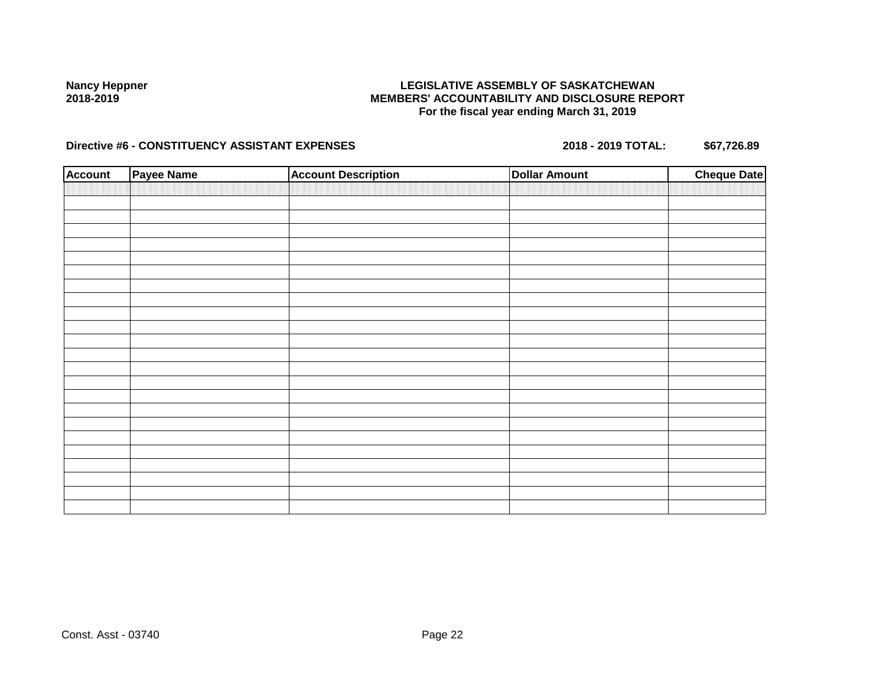**Nancy Heppner**
**2018-2019**

**LEGISLATIVE ASSEMBLY OF SASKATCHEWAN**
**MEMBERS' ACCOUNTABILITY AND DISCLOSURE REPORT**
**For the fiscal year ending March 31, 2019**

**Directive #6 - CONSTITUENCY ASSISTANT EXPENSES** **2018 - 2019 TOTAL: $67,726.89**

| Account | Payee Name | Account Description | Dollar Amount | Cheque Date |
|---|---|---|---|---|
| | | | | |

Const. Asst - 03740